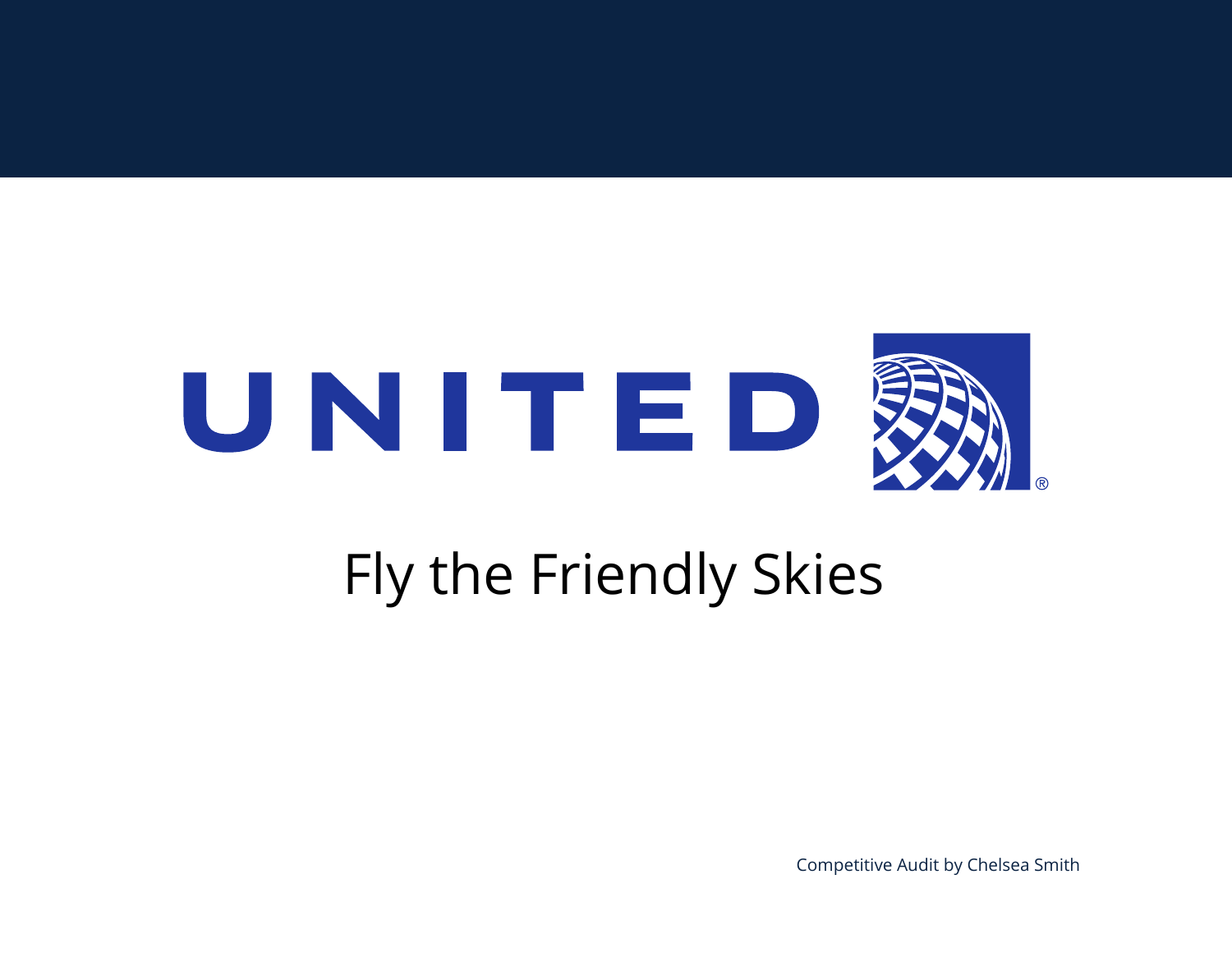# UNITED

## Fly the Friendly Skies

Competitive Audit by Chelsea Smith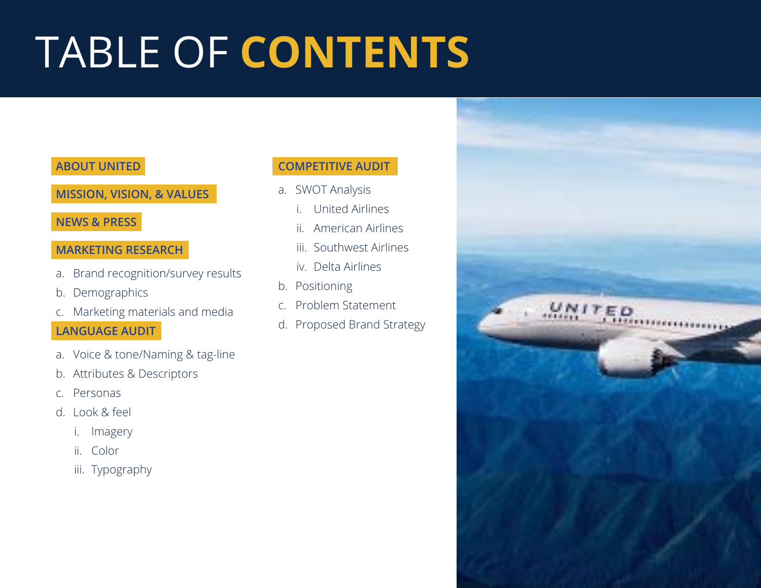# TABLE OF **CONTENTS**

**ABOUT UNITED**

**MISSION, VISION, & VALUES**

**NEWS & PRESS**

**MARKETING RESEARCH**

a. Brand recognition/survey results
b. Demographics
c. Marketing materials and media

**LANGUAGE AUDIT**

a. Voice & tone/Naming & tag-line
b. Attributes & Descriptors
c. Personas
d. Look & feel
   i. Imagery
   ii. Color
   iii. Typography

**COMPETITIVE AUDIT**

a. SWOT Analysis
   i. United Airlines
   ii. American Airlines
   iii. Southwest Airlines
   iv. Delta Airlines
b. Positioning
c. Problem Statement
d. Proposed Brand Strategy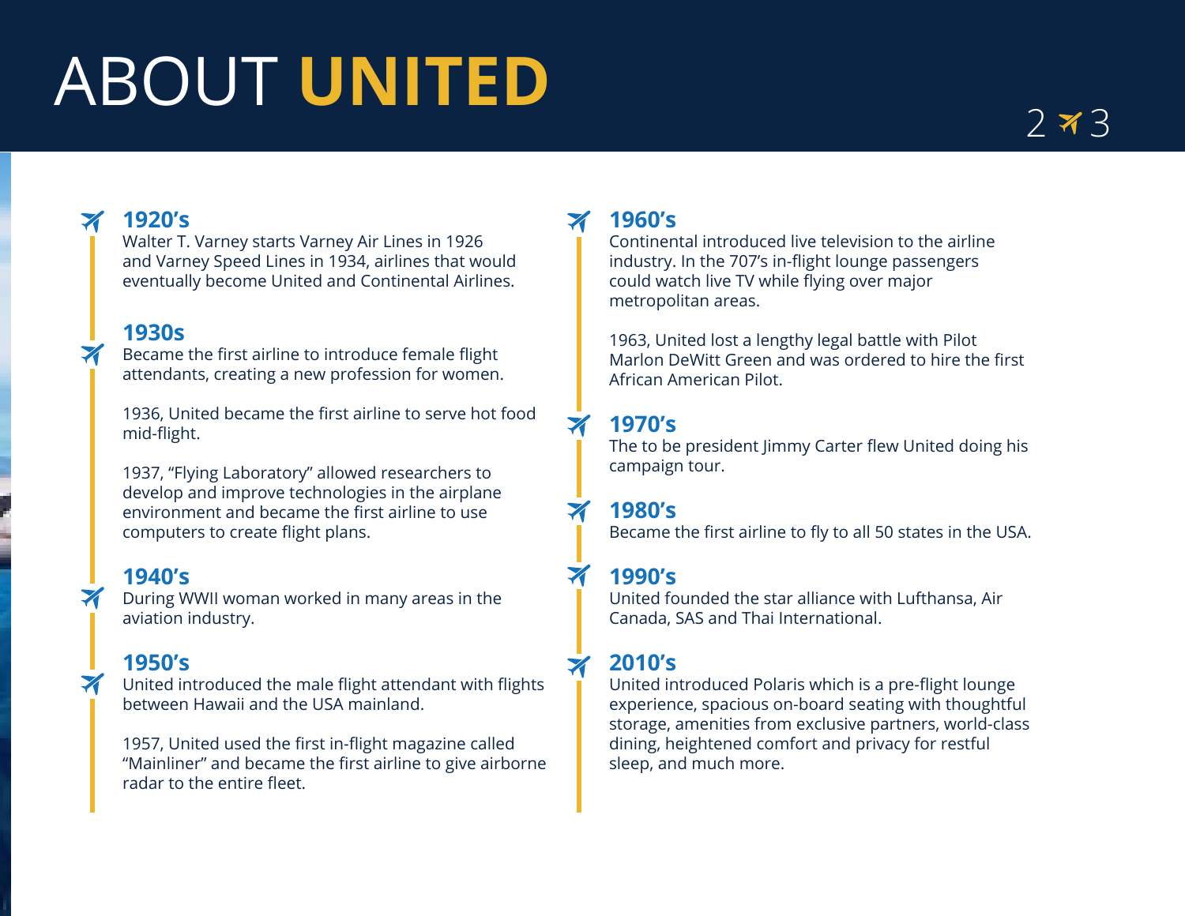# ABOUT **UNITED**

### 1920's
Walter T. Varney starts Varney Air Lines in 1926 and Varney Speed Lines in 1934, airlines that would eventually become United and Continental Airlines.

### 1930s
Became the first airline to introduce female flight attendants, creating a new profession for women.

1936, United became the first airline to serve hot food mid-flight.

1937, "Flying Laboratory" allowed researchers to develop and improve technologies in the airplane environment and became the first airline to use computers to create flight plans.

### 1940's
During WWII woman worked in many areas in the aviation industry.

### 1950's
United introduced the male flight attendant with flights between Hawaii and the USA mainland.

1957, United used the first in-flight magazine called "Mainliner" and became the first airline to give airborne radar to the entire fleet.

### 1960's
Continental introduced live television to the airline industry. In the 707's in-flight lounge passengers could watch live TV while flying over major metropolitan areas.

1963, United lost a lengthy legal battle with Pilot Marlon DeWitt Green and was ordered to hire the first African American Pilot.

### 1970's
The to be president Jimmy Carter flew United doing his campaign tour.

### 1980's
Became the first airline to fly to all 50 states in the USA.

### 1990's
United founded the star alliance with Lufthansa, Air Canada, SAS and Thai International.

### 2010's
United introduced Polaris which is a pre-flight lounge experience, spacious on-board seating with thoughtful storage, amenities from exclusive partners, world-class dining, heightened comfort and privacy for restful sleep, and much more.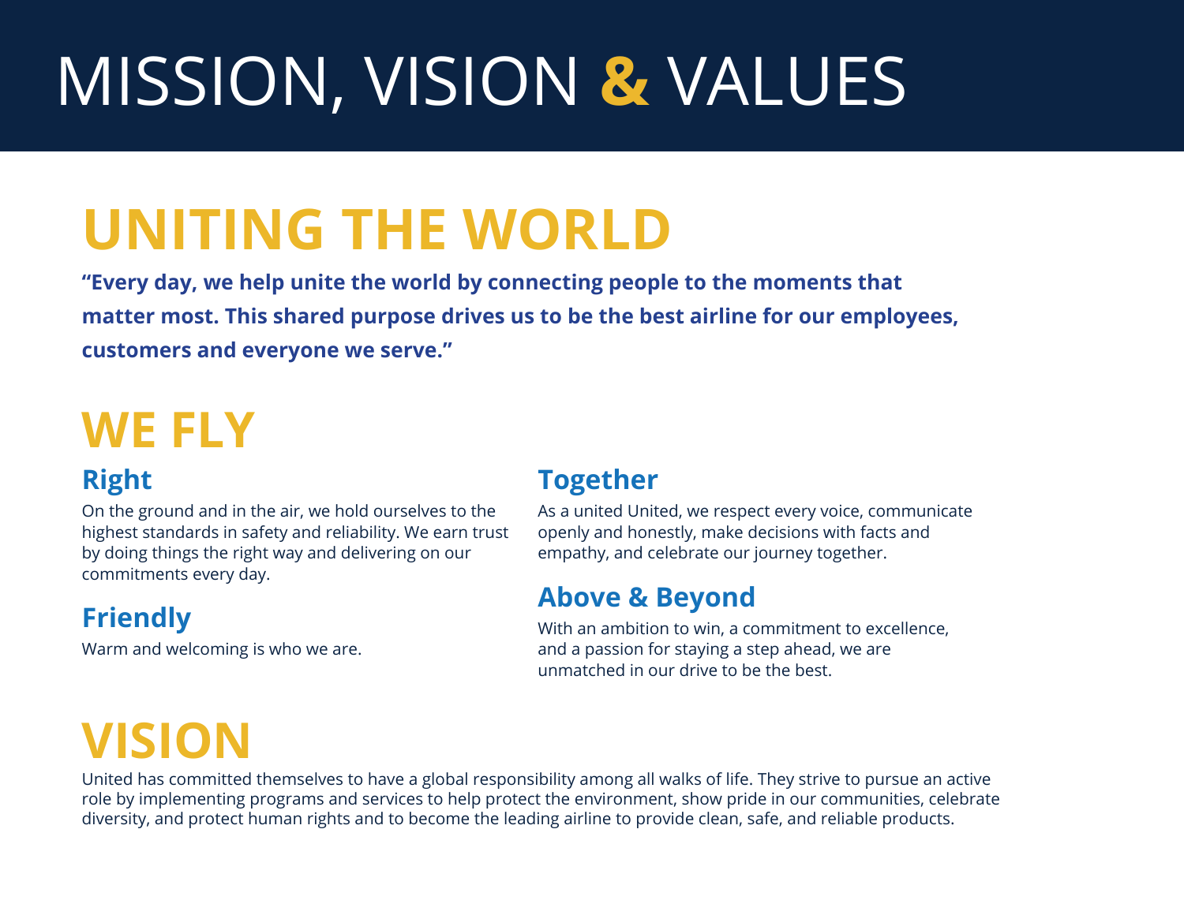# MISSION, VISION & VALUES

## UNITING THE WORLD

**"Every day, we help unite the world by connecting people to the moments that matter most. This shared purpose drives us to be the best airline for our employees, customers and everyone we serve."**

## WE FLY

### Right

On the ground and in the air, we hold ourselves to the highest standards in safety and reliability. We earn trust by doing things the right way and delivering on our commitments every day.

### Friendly

Warm and welcoming is who we are.

### Together

As a united United, we respect every voice, communicate openly and honestly, make decisions with facts and empathy, and celebrate our journey together.

### Above & Beyond

With an ambition to win, a commitment to excellence, and a passion for staying a step ahead, we are unmatched in our drive to be the best.

## VISION

United has committed themselves to have a global responsibility among all walks of life. They strive to pursue an active role by implementing programs and services to help protect the environment, show pride in our communities, celebrate diversity, and protect human rights and to become the leading airline to provide clean, safe, and reliable products.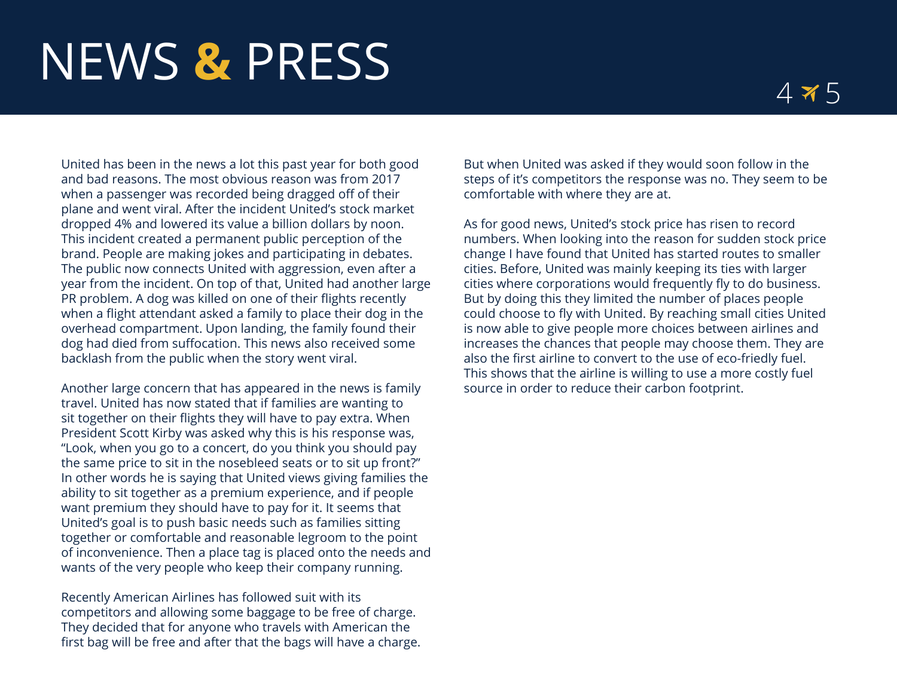# NEWS & PRESS

United has been in the news a lot this past year for both good and bad reasons. The most obvious reason was from 2017 when a passenger was recorded being dragged off of their plane and went viral. After the incident United's stock market dropped 4% and lowered its value a billion dollars by noon. This incident created a permanent public perception of the brand. People are making jokes and participating in debates. The public now connects United with aggression, even after a year from the incident. On top of that, United had another large PR problem. A dog was killed on one of their flights recently when a flight attendant asked a family to place their dog in the overhead compartment. Upon landing, the family found their dog had died from suffocation. This news also received some backlash from the public when the story went viral.

Another large concern that has appeared in the news is family travel. United has now stated that if families are wanting to sit together on their flights they will have to pay extra. When President Scott Kirby was asked why this is his response was, "Look, when you go to a concert, do you think you should pay the same price to sit in the nosebleed seats or to sit up front?" In other words he is saying that United views giving families the ability to sit together as a premium experience, and if people want premium they should have to pay for it. It seems that United's goal is to push basic needs such as families sitting together or comfortable and reasonable legroom to the point of inconvenience. Then a place tag is placed onto the needs and wants of the very people who keep their company running.

Recently American Airlines has followed suit with its competitors and allowing some baggage to be free of charge. They decided that for anyone who travels with American the first bag will be free and after that the bags will have a charge. But when United was asked if they would soon follow in the steps of it's competitors the response was no. They seem to be comfortable with where they are at.

As for good news, United's stock price has risen to record numbers. When looking into the reason for sudden stock price change I have found that United has started routes to smaller cities. Before, United was mainly keeping its ties with larger cities where corporations would frequently fly to do business. But by doing this they limited the number of places people could choose to fly with United. By reaching small cities United is now able to give people more choices between airlines and increases the chances that people may choose them. They are also the first airline to convert to the use of eco-friedly fuel. This shows that the airline is willing to use a more costly fuel source in order to reduce their carbon footprint.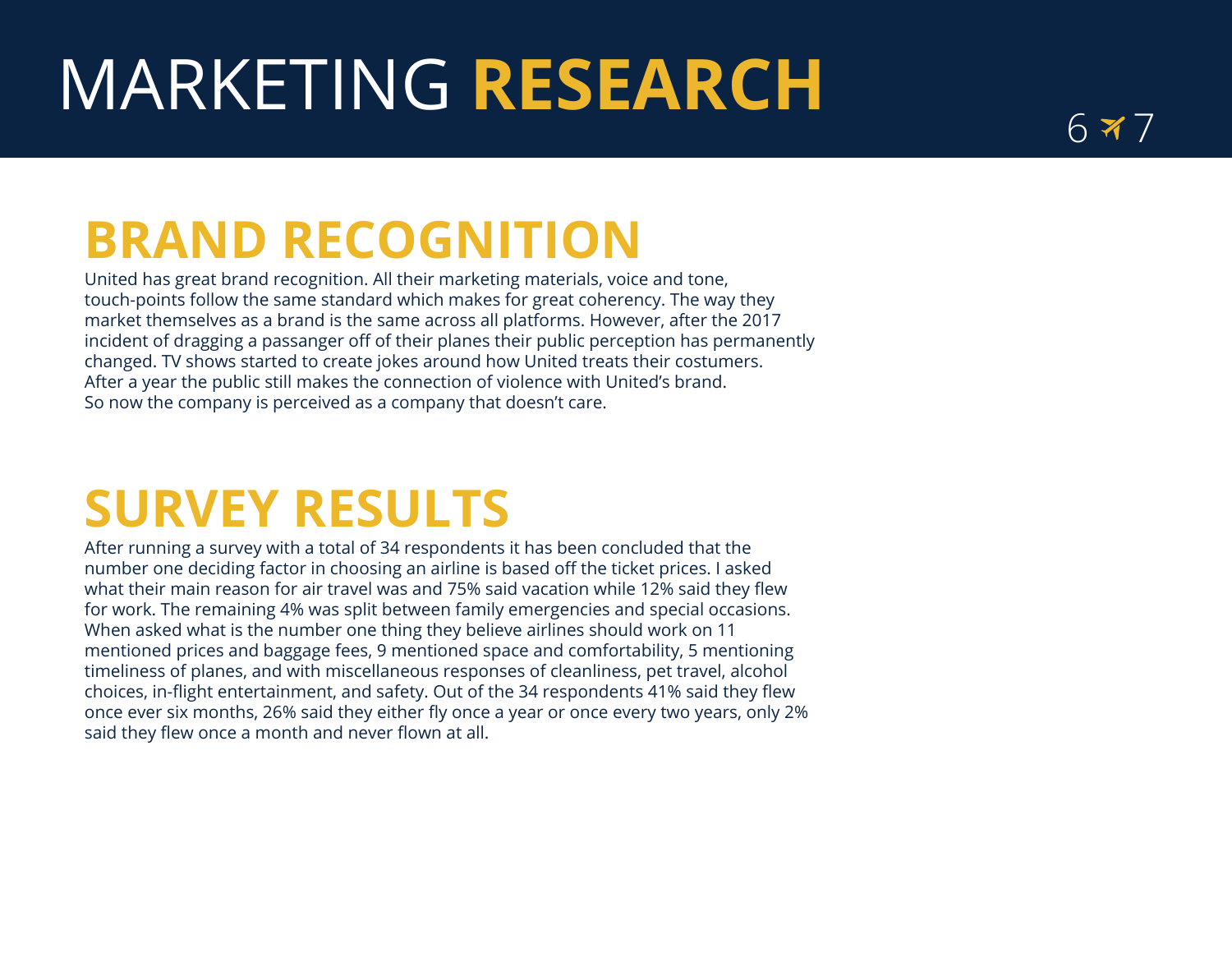# MARKETING **RESEARCH**

## BRAND RECOGNITION

United has great brand recognition. All their marketing materials, voice and tone, touch-points follow the same standard which makes for great coherency. The way they market themselves as a brand is the same across all platforms. However, after the 2017 incident of dragging a passanger off of their planes their public perception has permanently changed. TV shows started to create jokes around how United treats their costumers. After a year the public still makes the connection of violence with United's brand. So now the company is perceived as a company that doesn't care.

## SURVEY RESULTS

After running a survey with a total of 34 respondents it has been concluded that the number one deciding factor in choosing an airline is based off the ticket prices. I asked what their main reason for air travel was and 75% said vacation while 12% said they flew for work. The remaining 4% was split between family emergencies and special occasions. When asked what is the number one thing they believe airlines should work on 11 mentioned prices and baggage fees, 9 mentioned space and comfortability, 5 mentioning timeliness of planes, and with miscellaneous responses of cleanliness, pet travel, alcohol choices, in-flight entertainment, and safety. Out of the 34 respondents 41% said they flew once ever six months, 26% said they either fly once a year or once every two years, only 2% said they flew once a month and never flown at all.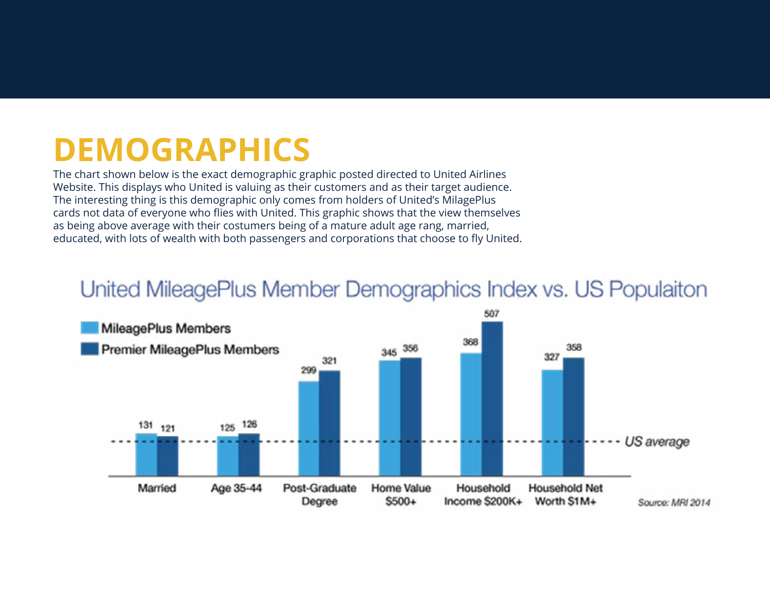# DEMOGRAPHICS

The chart shown below is the exact demographic graphic posted directed to United Airlines Website. This displays who United is valuing as their customers and as their target audience. The interesting thing is this demographic only comes from holders of United's MilagePlus cards not data of everyone who flies with United. This graphic shows that the view themselves as being above average with their costumers being of a mature adult age rang, married, educated, with lots of wealth with both passengers and corporations that choose to fly United.

## United MileagePlus Member Demographics Index vs. US Populaiton

| | MileagePlus Members | Premier MileagePlus Members |
|---|---|---|
| Married | 131 | 121 |
| Age 35-44 | 125 | 126 |
| Post-Graduate Degree | 299 | 321 |
| Home Value $500+ | 345 | 356 |
| Household Income $200K+ | 368 | 507 |
| Household Net Worth $1M+ | 327 | 358 |

US average (dashed line)

Source: MRI 2014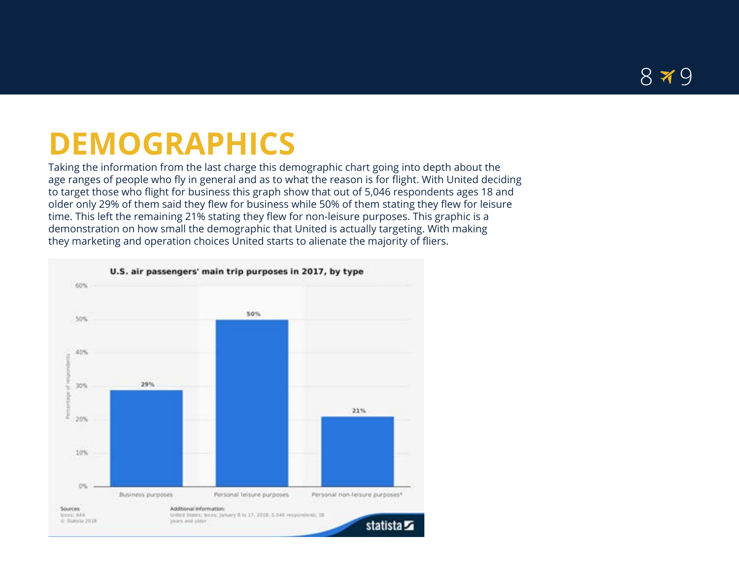# DEMOGRAPHICS

Taking the information from the last charge this demographic chart going into depth about the age ranges of people who fly in general and as to what the reason is for flight. With United deciding to target those who flight for business this graph show that out of 5,046 respondents ages 18 and older only 29% of them said they flew for business while 50% of them stating they flew for leisure time. This left the remaining 21% stating they flew for non-leisure purposes. This graphic is a demonstration on how small the demographic that United is actually targeting. With making they marketing and operation choices United starts to alienate the majority of fliers.

**U.S. air passengers' main trip purposes in 2017, by type**

| Type | Percentage of respondents |
|---|---|
| Business purposes | 29% |
| Personal leisure purposes | 50% |
| Personal non-leisure purposes* | 21% |

Sources: Ipsos; A4A © Statista 2018

Additional Information: United States; Ipsos; January 8 to 17, 2018; 5,046 respondents; 18 years and older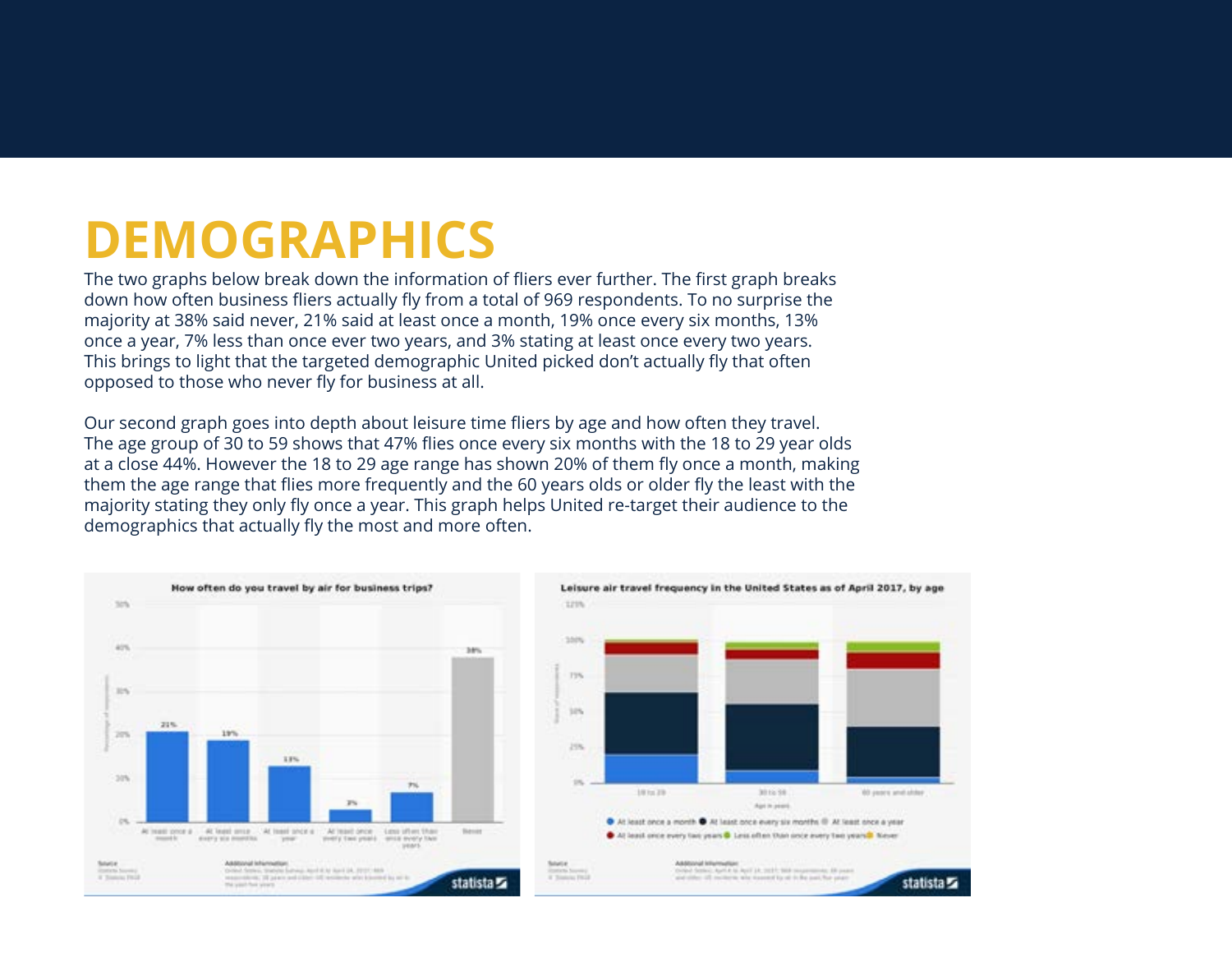# DEMOGRAPHICS

The two graphs below break down the information of fliers ever further. The first graph breaks down how often business fliers actually fly from a total of 969 respondents. To no surprise the majority at 38% said never, 21% said at least once a month, 19% once every six months, 13% once a year, 7% less than once ever two years, and 3% stating at least once every two years. This brings to light that the targeted demographic United picked don't actually fly that often opposed to those who never fly for business at all.

Our second graph goes into depth about leisure time fliers by age and how often they travel. The age group of 30 to 59 shows that 47% flies once every six months with the 18 to 29 year olds at a close 44%. However the 18 to 29 age range has shown 20% of them fly once a month, making them the age range that flies more frequently and the 60 years olds or older fly the least with the majority stating they only fly once a year. This graph helps United re-target their audience to the demographics that actually fly the most and more often.

**How often do you travel by air for business trips?**

| At least once a month | At least once every six months | At least once a year | At least once every two years | Less often than once every two years | Never |
|---|---|---|---|---|---|
| 21% | 19% | 13% | 3% | 7% | 38% |

**Leisure air travel frequency in the United States as of April 2017, by age**

Categories: 18 to 29, 30 to 59, 60 years and older

Legend: At least once a month; At least once every six months; At least once a year; At least once every two years; Less often than once every two years; Never

statista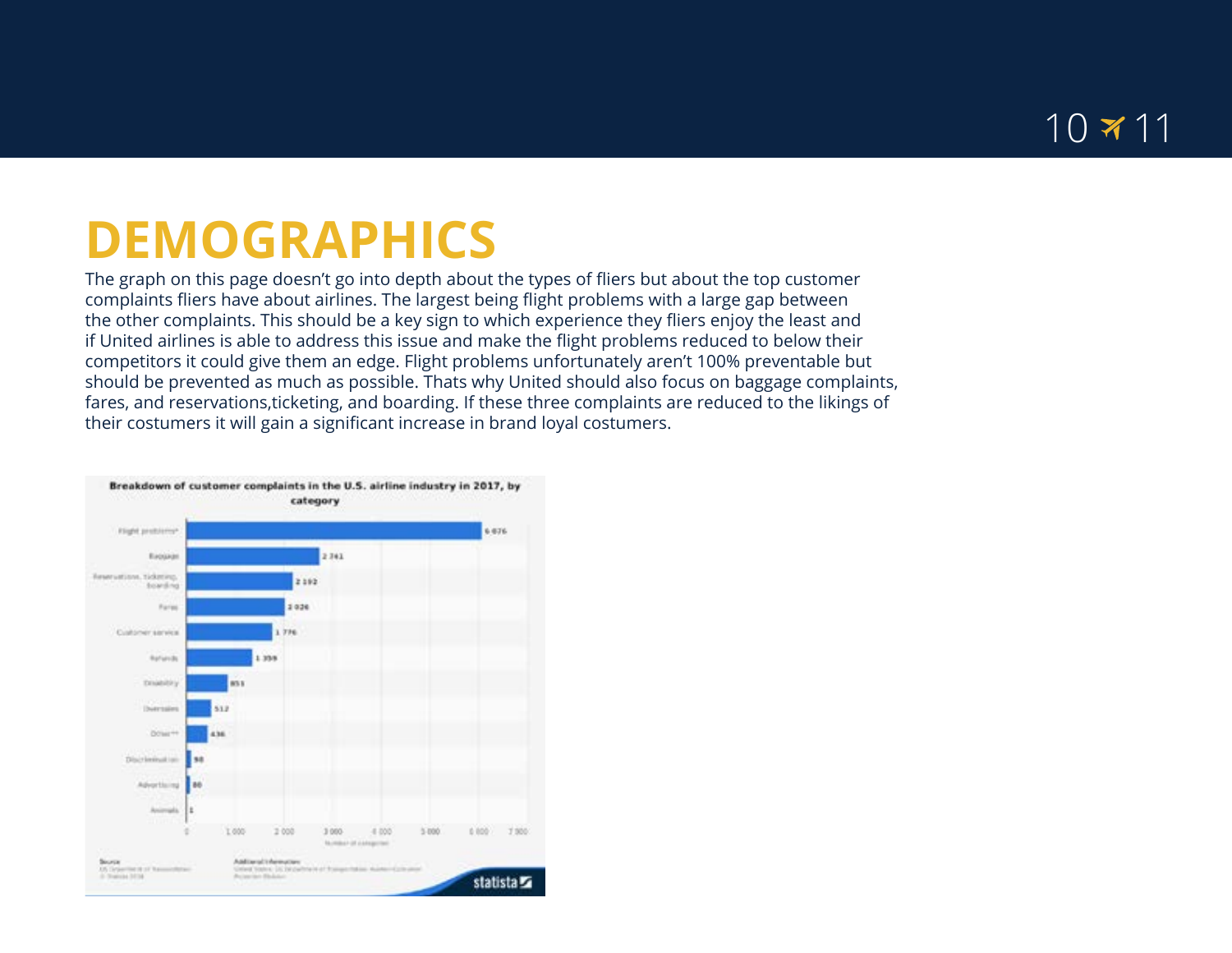# DEMOGRAPHICS

The graph on this page doesn't go into depth about the types of fliers but about the top customer complaints fliers have about airlines. The largest being flight problems with a large gap between the other complaints. This should be a key sign to which experience they fliers enjoy the least and if United airlines is able to address this issue and make the flight problems reduced to below their competitors it could give them an edge. Flight problems unfortunately aren't 100% preventable but should be prevented as much as possible. Thats why United should also focus on baggage complaints, fares, and reservations,ticketing, and boarding. If these three complaints are reduced to the likings of their costumers it will gain a significant increase in brand loyal costumers.

**Breakdown of customer complaints in the U.S. airline industry in 2017, by category**

| Category | Number of complaints |
| --- | --- |
| Flight problems* | 6 076 |
| Baggage | 2 741 |
| Reservations, ticketing, boarding | 2 192 |
| Fares | 2 026 |
| Customer service | 1 776 |
| Refunds | 1 359 |
| Disability | 851 |
| Oversales | 512 |
| Other** | 436 |
| Discrimination | 98 |
| Advertising | 80 |
| Animals | 1 |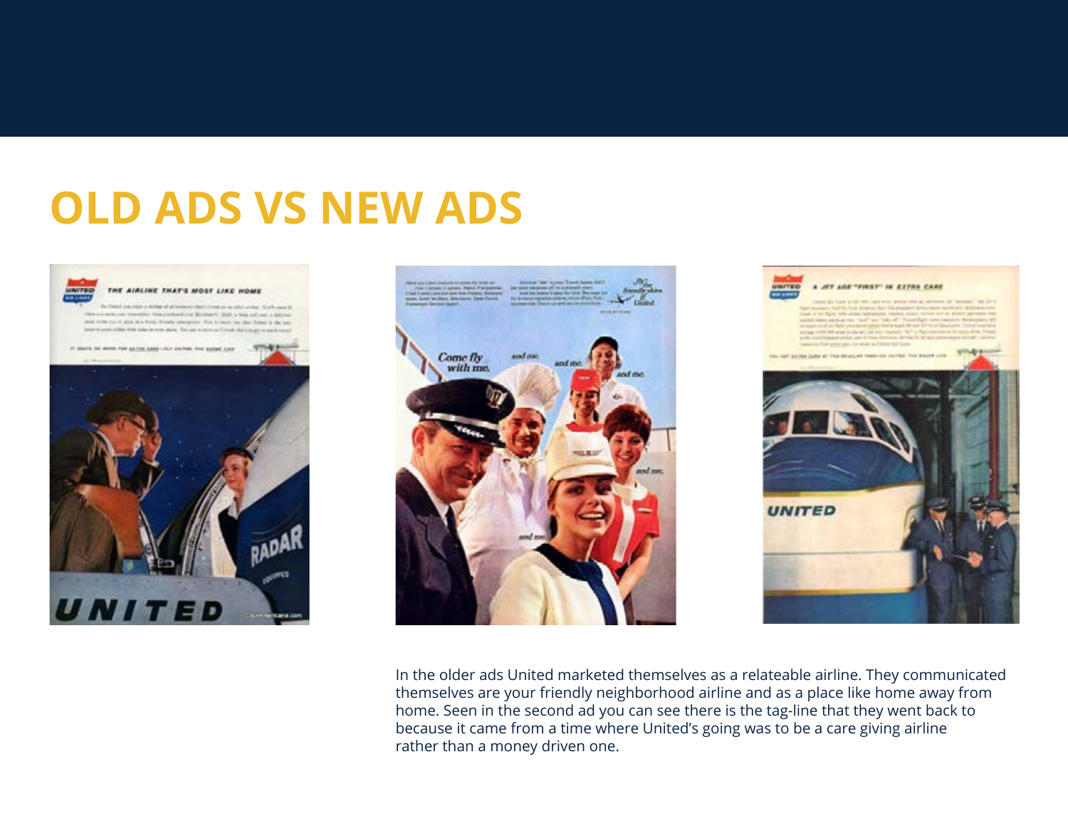# OLD ADS VS NEW ADS

In the older ads United marketed themselves as a relateable airline. They communicated themselves are your friendly neighborhood airline and as a place like home away from home. Seen in the second ad you can see there is the tag-line that they went back to because it came from a time where United's going was to be a care giving airline rather than a money driven one.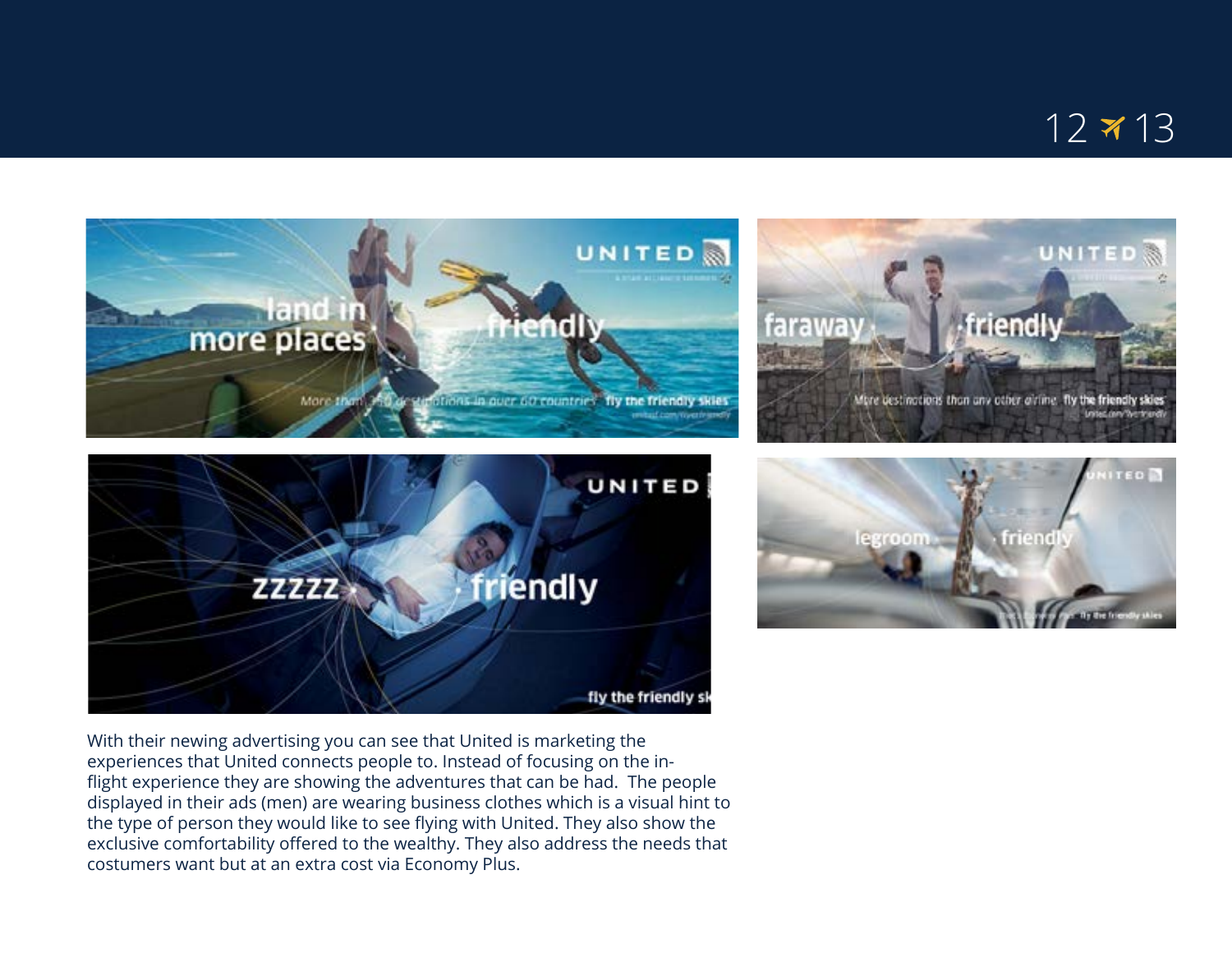With their newing advertising you can see that United is marketing the experiences that United connects people to. Instead of focusing on the in-flight experience they are showing the adventures that can be had.  The people displayed in their ads (men) are wearing business clothes which is a visual hint to the type of person they would like to see flying with United. They also show the exclusive comfortability offered to the wealthy. They also address the needs that costumers want but at an extra cost via Economy Plus.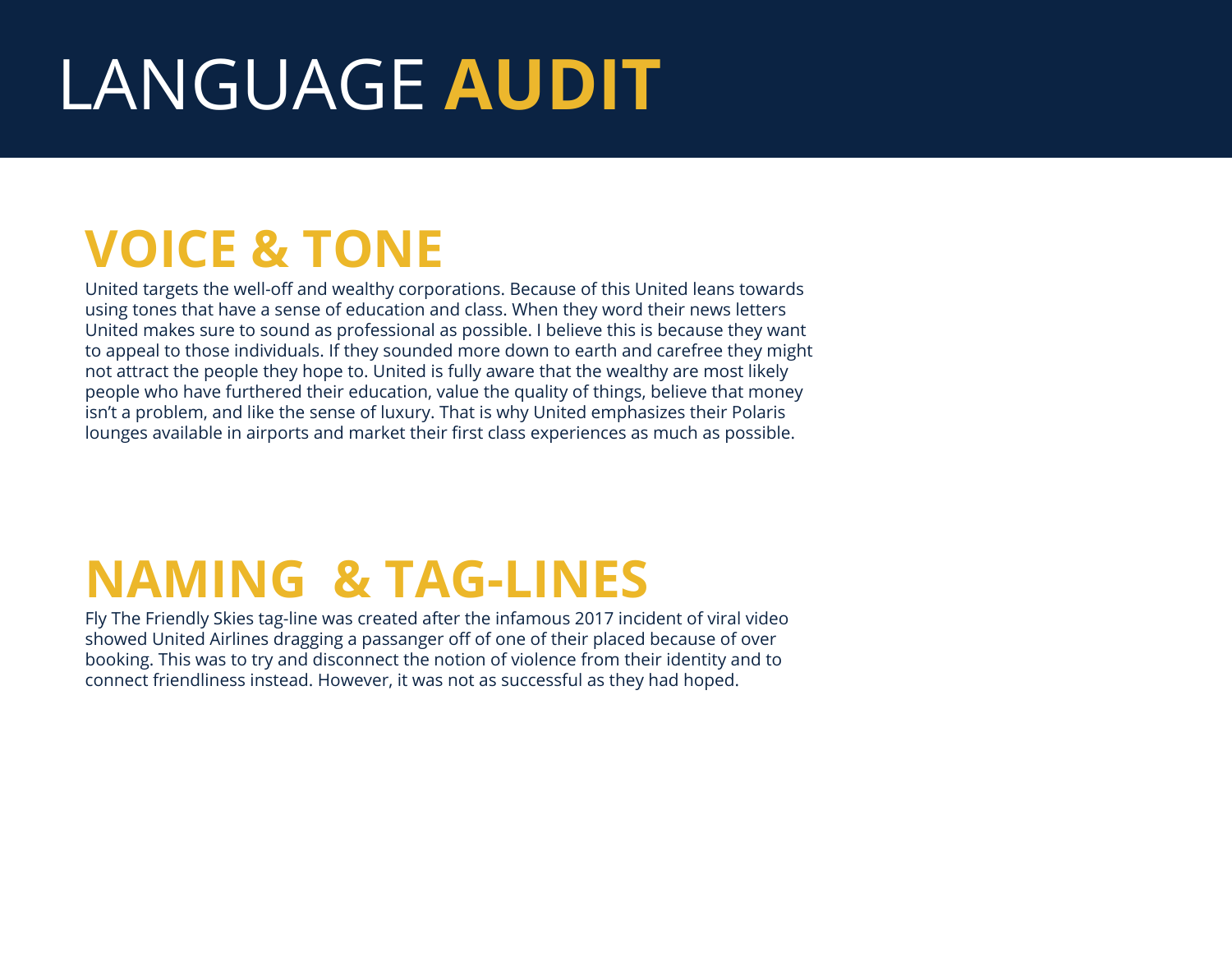# LANGUAGE **AUDIT**

## VOICE & TONE

United targets the well-off and wealthy corporations. Because of this United leans towards using tones that have a sense of education and class. When they word their news letters United makes sure to sound as professional as possible. I believe this is because they want to appeal to those individuals. If they sounded more down to earth and carefree they might not attract the people they hope to. United is fully aware that the wealthy are most likely people who have furthered their education, value the quality of things, believe that money isn't a problem, and like the sense of luxury. That is why United emphasizes their Polaris lounges available in airports and market their first class experiences as much as possible.

## NAMING & TAG-LINES

Fly The Friendly Skies tag-line was created after the infamous 2017 incident of viral video showed United Airlines dragging a passanger off of one of their placed because of over booking. This was to try and disconnect the notion of violence from their identity and to connect friendliness instead. However, it was not as successful as they had hoped.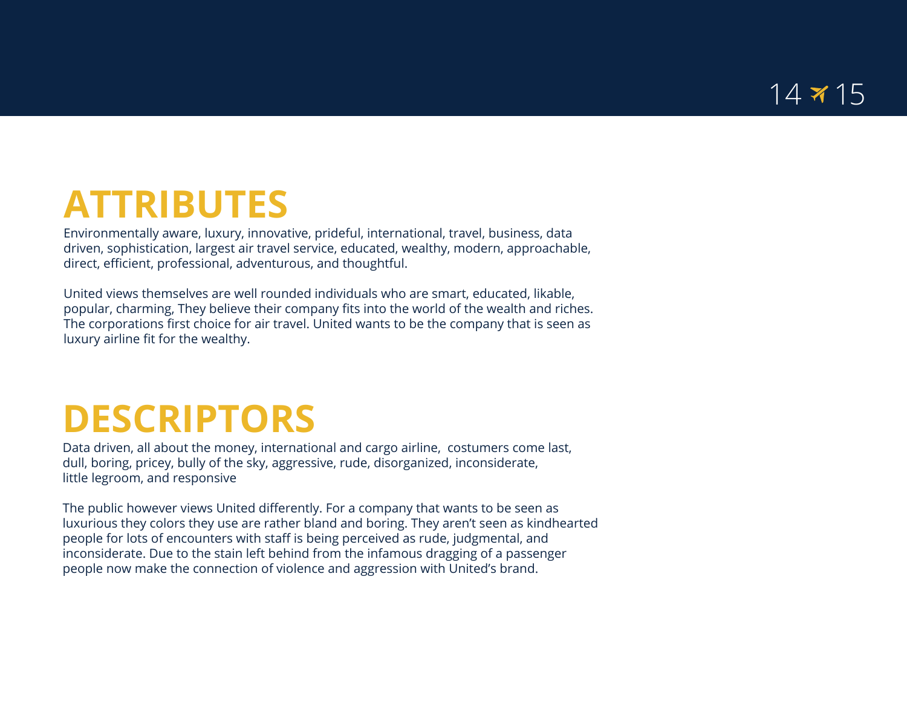## ATTRIBUTES

Environmentally aware, luxury, innovative, prideful, international, travel, business, data driven, sophistication, largest air travel service, educated, wealthy, modern, approachable, direct, efficient, professional, adventurous, and thoughtful.

United views themselves are well rounded individuals who are smart, educated, likable, popular, charming, They believe their company fits into the world of the wealth and riches. The corporations first choice for air travel. United wants to be the company that is seen as luxury airline fit for the wealthy.

## DESCRIPTORS

Data driven, all about the money, international and cargo airline, costumers come last, dull, boring, pricey, bully of the sky, aggressive, rude, disorganized, inconsiderate, little legroom, and responsive

The public however views United differently. For a company that wants to be seen as luxurious they colors they use are rather bland and boring. They aren't seen as kindhearted people for lots of encounters with staff is being perceived as rude, judgmental, and inconsiderate. Due to the stain left behind from the infamous dragging of a passenger people now make the connection of violence and aggression with United's brand.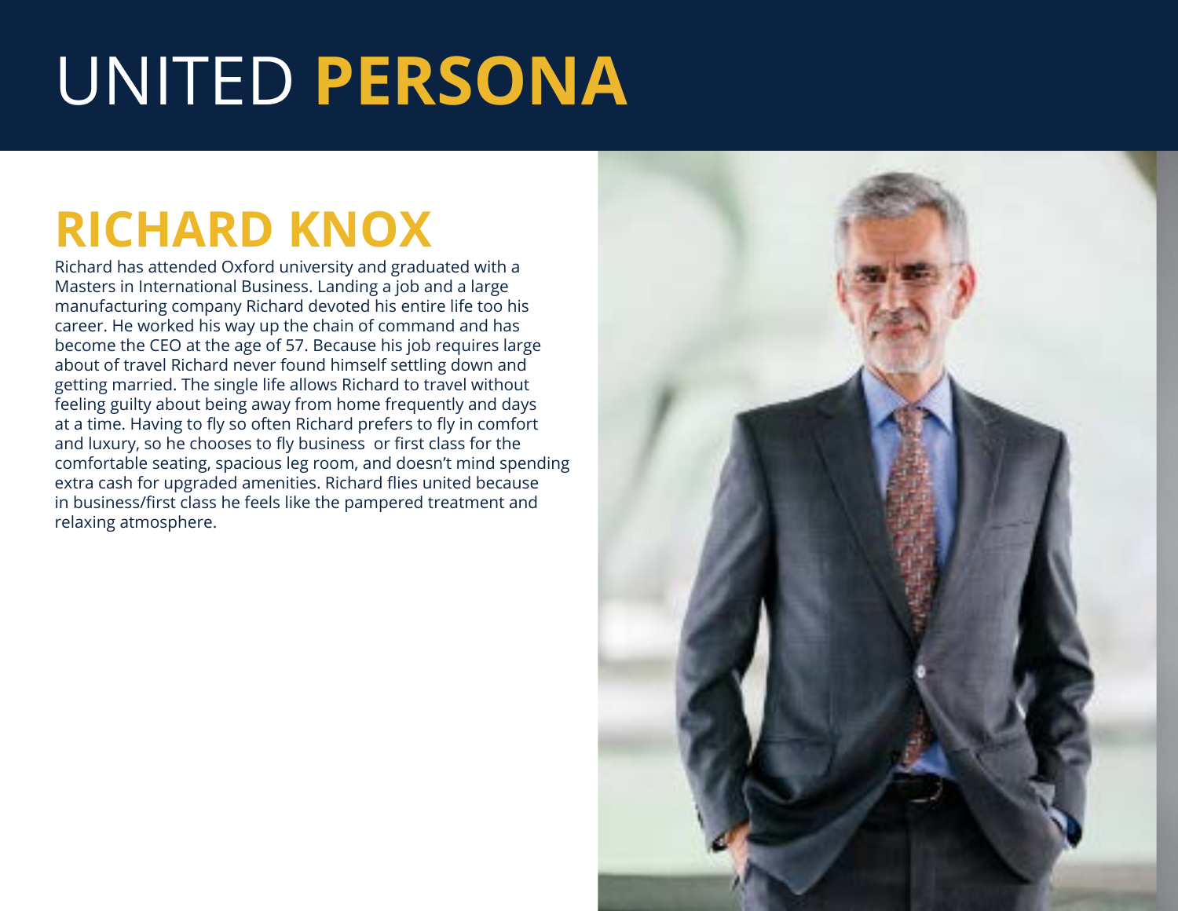# UNITED **PERSONA**

## RICHARD KNOX

Richard has attended Oxford university and graduated with a Masters in International Business. Landing a job and a large manufacturing company Richard devoted his entire life too his career. He worked his way up the chain of command and has become the CEO at the age of 57. Because his job requires large about of travel Richard never found himself settling down and getting married. The single life allows Richard to travel without feeling guilty about being away from home frequently and days at a time. Having to fly so often Richard prefers to fly in comfort and luxury, so he chooses to fly business  or first class for the comfortable seating, spacious leg room, and doesn't mind spending extra cash for upgraded amenities. Richard flies united because in business/first class he feels like the pampered treatment and relaxing atmosphere.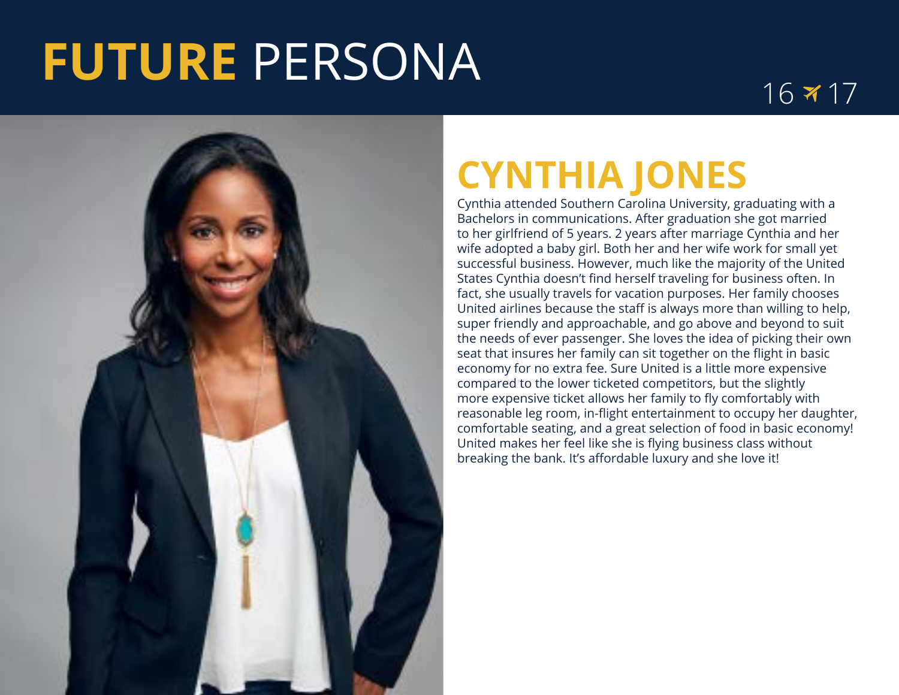# **FUTURE** PERSONA

16 ✈ 17

## CYNTHIA JONES

Cynthia attended Southern Carolina University, graduating with a Bachelors in communications. After graduation she got married to her girlfriend of 5 years. 2 years after marriage Cynthia and her wife adopted a baby girl. Both her and her wife work for small yet successful business. However, much like the majority of the United States Cynthia doesn't find herself traveling for business often. In fact, she usually travels for vacation purposes. Her family chooses United airlines because the staff is always more than willing to help, super friendly and approachable, and go above and beyond to suit the needs of ever passenger. She loves the idea of picking their own seat that insures her family can sit together on the flight in basic economy for no extra fee. Sure United is a little more expensive compared to the lower ticketed competitors, but the slightly more expensive ticket allows her family to fly comfortably with reasonable leg room, in-flight entertainment to occupy her daughter, comfortable seating, and a great selection of food in basic economy! United makes her feel like she is flying business class without breaking the bank. It's affordable luxury and she love it!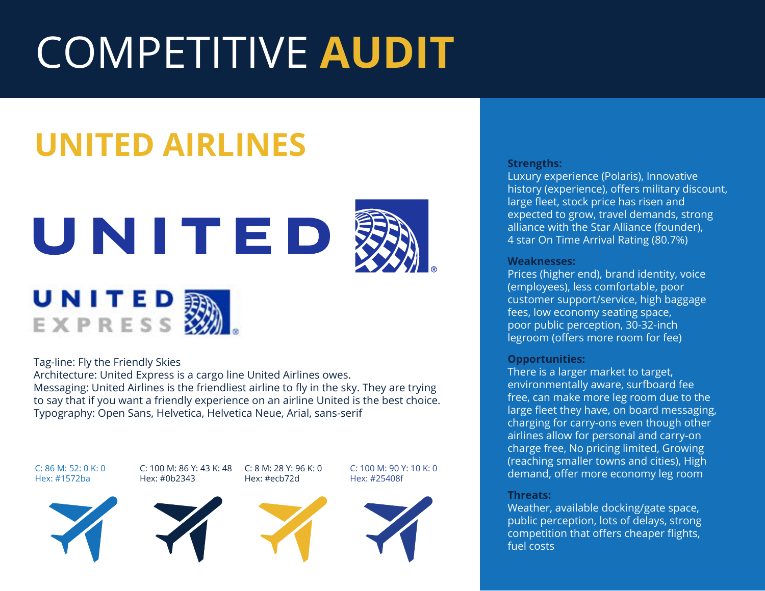# COMPETITIVE AUDIT

## UNITED AIRLINES

UNITED

UNITED EXPRESS

Tag-line: Fly the Friendly Skies
Architecture: United Express is a cargo line United Airlines owes.
Messaging: United Airlines is the friendliest airline to fly in the sky. They are trying to say that if you want a friendly experience on an airline United is the best choice.
Typography: Open Sans, Helvetica, Helvetica Neue, Arial, sans-serif

C: 86 M: 52: 0 K: 0
Hex: #1572ba

C: 100 M: 86 Y: 43 K: 48
Hex: #0b2343

C: 8 M: 28 Y: 96 K: 0
Hex: #ecb72d

C: 100 M: 90 Y: 10 K: 0
Hex: #25408f

**Strengths:**
Luxury experience (Polaris), Innovative history (experience), offers military discount, large fleet, stock price has risen and expected to grow, travel demands, strong alliance with the Star Alliance (founder), 4 star On Time Arrival Rating (80.7%)

**Weaknesses:**
Prices (higher end), brand identity, voice (employees), less comfortable, poor customer support/service, high baggage fees, low economy seating space, poor public perception, 30-32-inch legroom (offers more room for fee)

**Opportunities:**
There is a larger market to target, environmentally aware, surfboard fee free, can make more leg room due to the large fleet they have, on board messaging, charging for carry-ons even though other airlines allow for personal and carry-on charge free, No pricing limited, Growing (reaching smaller towns and cities), High demand, offer more economy leg room

**Threats:**
Weather, available docking/gate space, public perception, lots of delays, strong competition that offers cheaper flights, fuel costs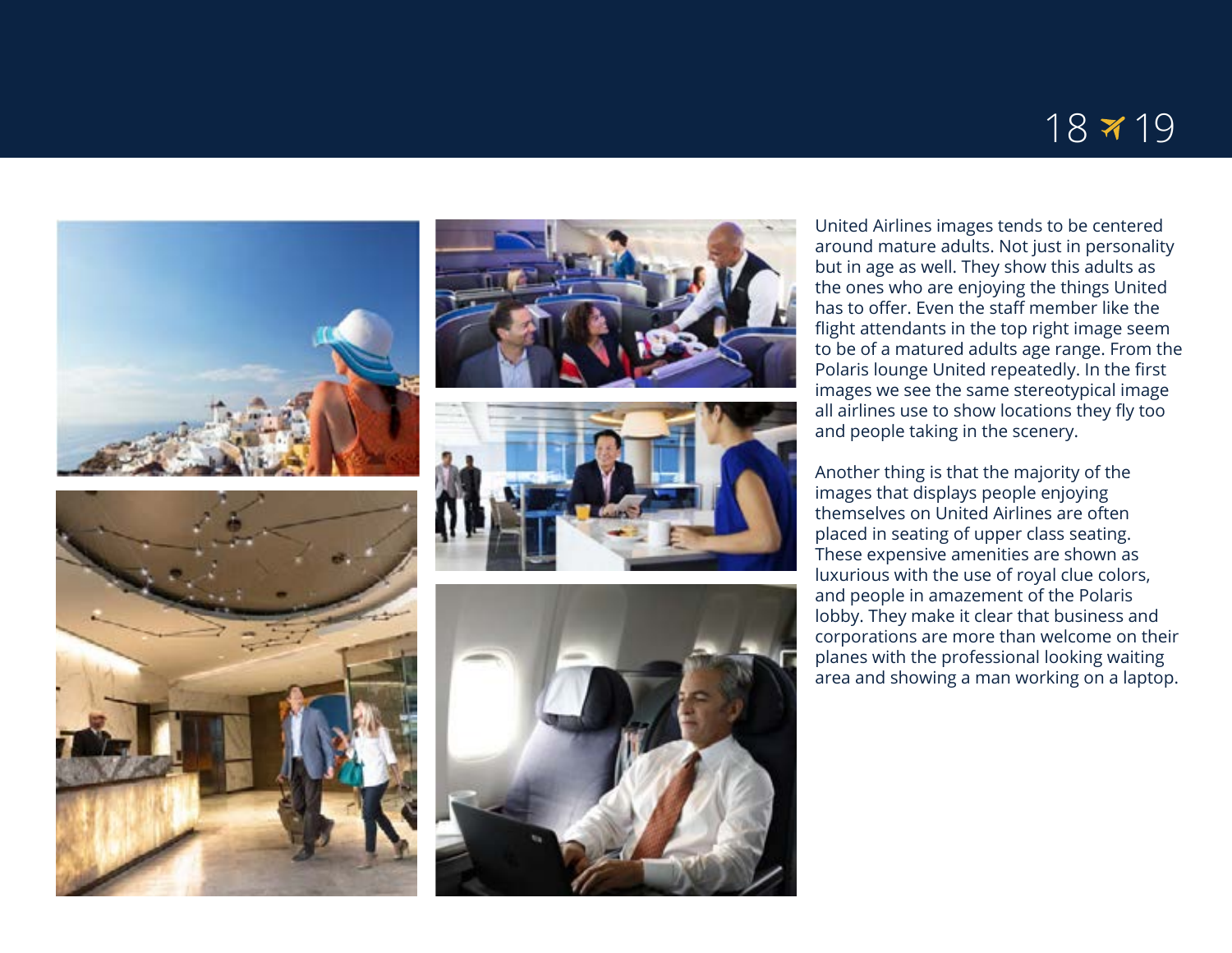United Airlines images tends to be centered around mature adults. Not just in personality but in age as well. They show this adults as the ones who are enjoying the things United has to offer. Even the staff member like the flight attendants in the top right image seem to be of a matured adults age range. From the Polaris lounge United repeatedly. In the first images we see the same stereotypical image all airlines use to show locations they fly too and people taking in the scenery.

Another thing is that the majority of the images that displays people enjoying themselves on United Airlines are often placed in seating of upper class seating. These expensive amenities are shown as luxurious with the use of royal clue colors, and people in amazement of the Polaris lobby. They make it clear that business and corporations are more than welcome on their planes with the professional looking waiting area and showing a man working on a laptop.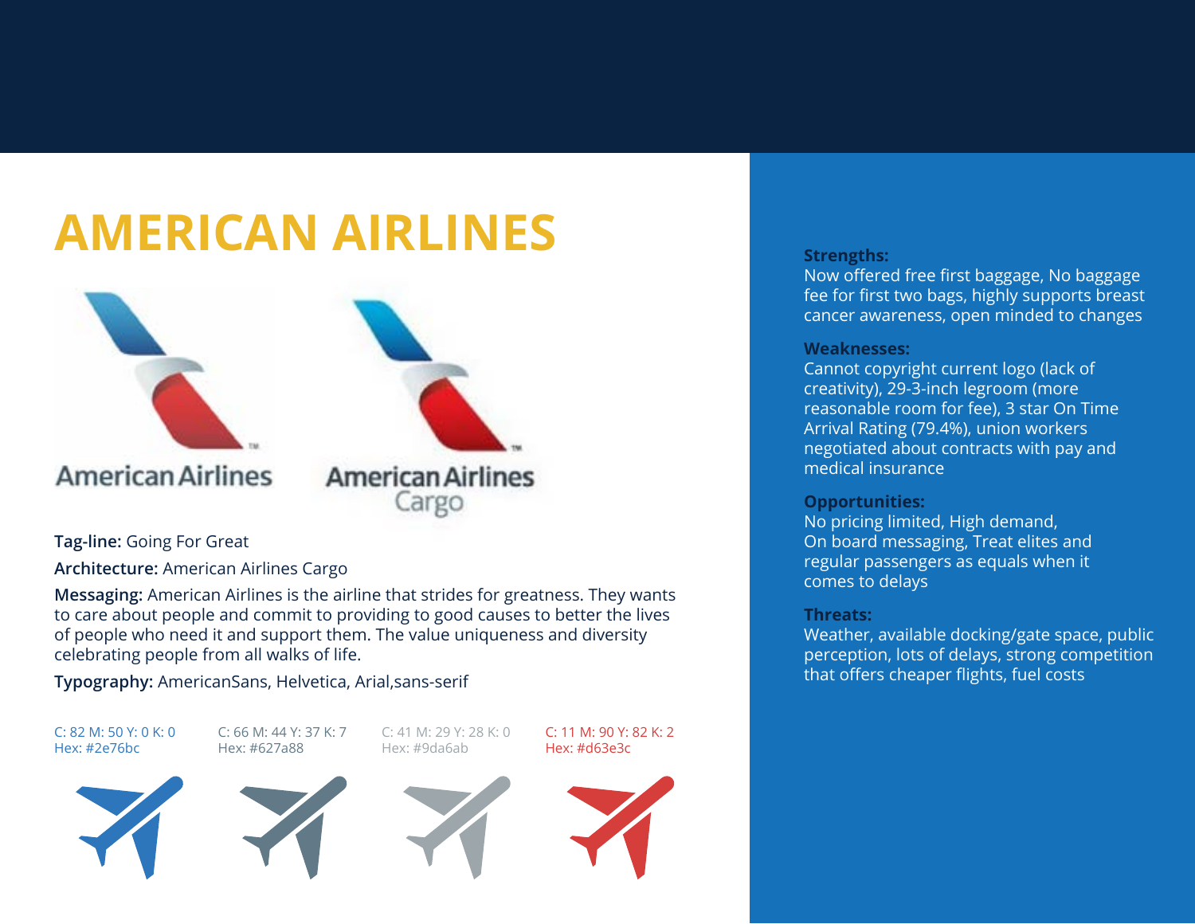# AMERICAN AIRLINES

**Tag-line:** Going For Great

**Architecture:** American Airlines Cargo

**Messaging:** American Airlines is the airline that strides for greatness. They wants to care about people and commit to providing to good causes to better the lives of people who need it and support them. The value uniqueness and diversity celebrating people from all walks of life.

**Typography:** AmericanSans, Helvetica, Arial,sans-serif

C: 82 M: 50 Y: 0 K: 0
Hex: #2e76bc

C: 66 M: 44 Y: 37 K: 7
Hex: #627a88

C: 41 M: 29 Y: 28 K: 0
Hex: #9da6ab

C: 11 M: 90 Y: 82 K: 2
Hex: #d63e3c

**Strengths:**
Now offered free first baggage, No baggage fee for first two bags, highly supports breast cancer awareness, open minded to changes

**Weaknesses:**
Cannot copyright current logo (lack of creativity), 29-3-inch legroom (more reasonable room for fee), 3 star On Time Arrival Rating (79.4%), union workers negotiated about contracts with pay and medical insurance

**Opportunities:**
No pricing limited, High demand, On board messaging, Treat elites and regular passengers as equals when it comes to delays

**Threats:**
Weather, available docking/gate space, public perception, lots of delays, strong competition that offers cheaper flights, fuel costs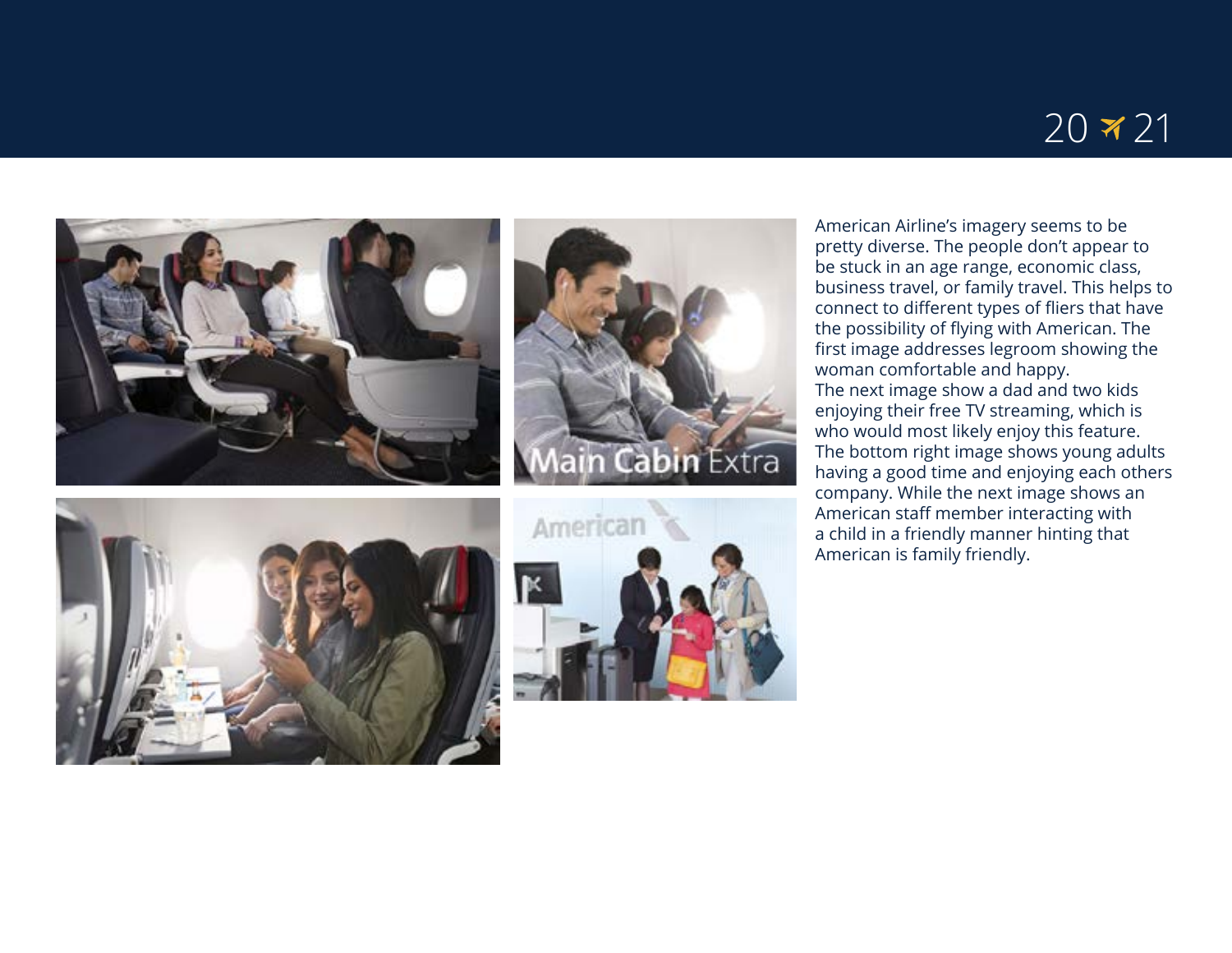American Airline's imagery seems to be pretty diverse. The people don't appear to be stuck in an age range, economic class, business travel, or family travel. This helps to connect to different types of fliers that have the possibility of flying with American. The first image addresses legroom showing the woman comfortable and happy.
The next image show a dad and two kids enjoying their free TV streaming, which is who would most likely enjoy this feature. The bottom right image shows young adults having a good time and enjoying each others company. While the next image shows an American staff member interacting with a child in a friendly manner hinting that American is family friendly.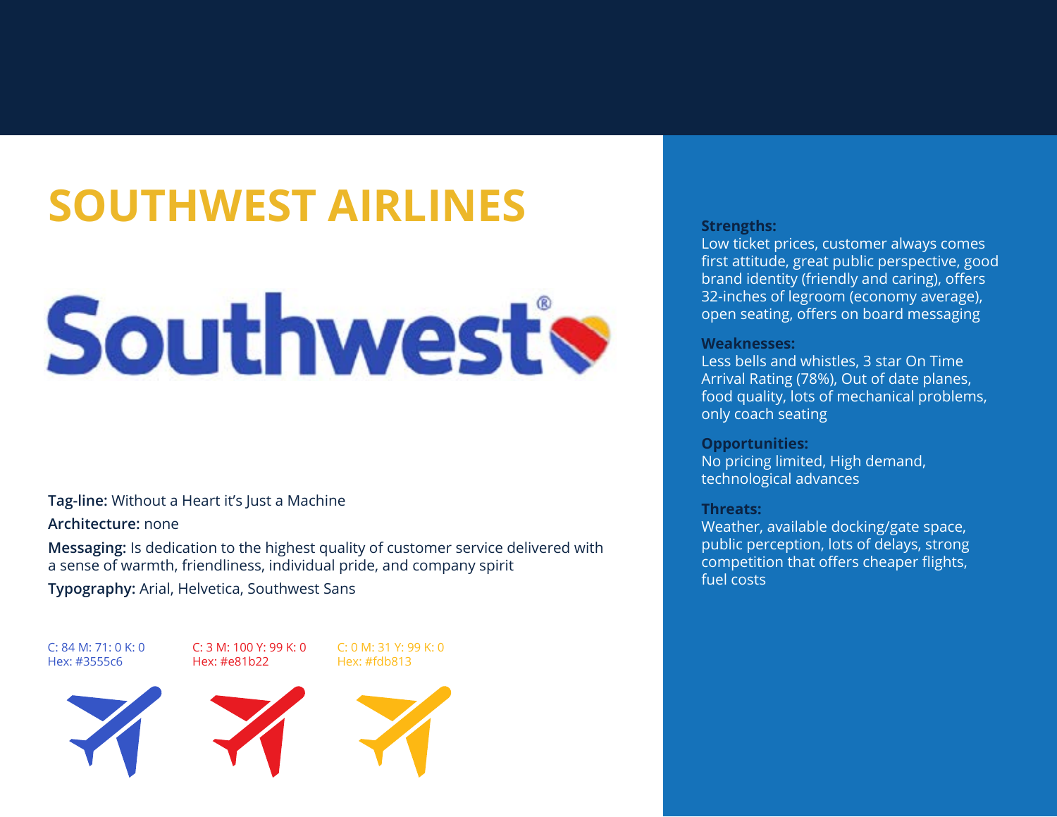# SOUTHWEST AIRLINES

**Tag-line:** Without a Heart it's Just a Machine

**Architecture:** none

**Messaging:** Is dedication to the highest quality of customer service delivered with a sense of warmth, friendliness, individual pride, and company spirit

**Typography:** Arial, Helvetica, Southwest Sans

C: 84 M: 71: 0 K: 0
Hex: #3555c6

C: 3 M: 100 Y: 99 K: 0
Hex: #e81b22

C: 0 M: 31 Y: 99 K: 0
Hex: #fdb813

**Strengths:**
Low ticket prices, customer always comes first attitude, great public perspective, good brand identity (friendly and caring), offers 32-inches of legroom (economy average), open seating, offers on board messaging

**Weaknesses:**
Less bells and whistles, 3 star On Time Arrival Rating (78%), Out of date planes, food quality, lots of mechanical problems, only coach seating

**Opportunities:**
No pricing limited, High demand, technological advances

**Threats:**
Weather, available docking/gate space, public perception, lots of delays, strong competition that offers cheaper flights, fuel costs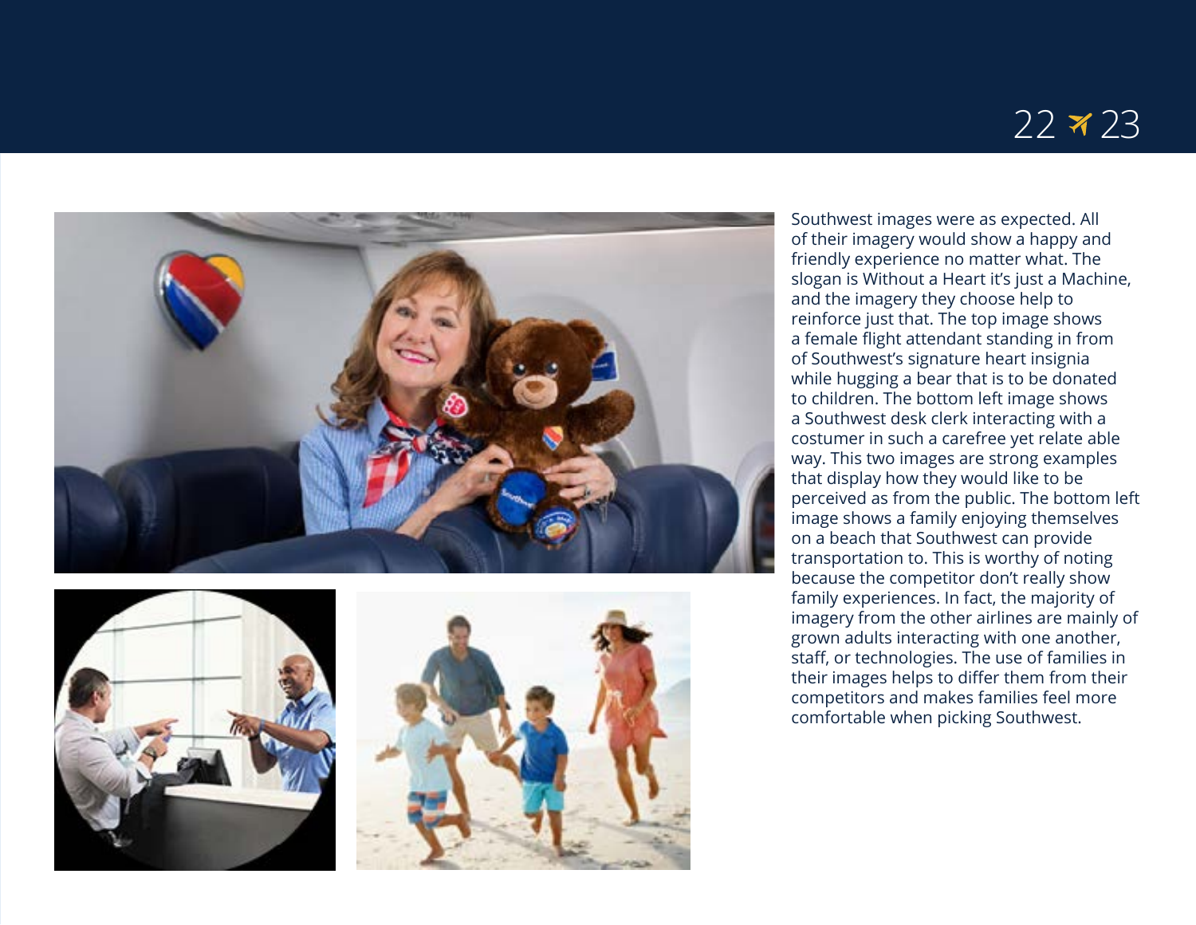Southwest images were as expected. All of their imagery would show a happy and friendly experience no matter what. The slogan is Without a Heart it's just a Machine, and the imagery they choose help to reinforce just that. The top image shows a female flight attendant standing in from of Southwest's signature heart insignia while hugging a bear that is to be donated to children. The bottom left image shows a Southwest desk clerk interacting with a costumer in such a carefree yet relate able way. This two images are strong examples that display how they would like to be perceived as from the public. The bottom left image shows a family enjoying themselves on a beach that Southwest can provide transportation to. This is worthy of noting because the competitor don't really show family experiences. In fact, the majority of imagery from the other airlines are mainly of grown adults interacting with one another, staff, or technologies. The use of families in their images helps to differ them from their competitors and makes families feel more comfortable when picking Southwest.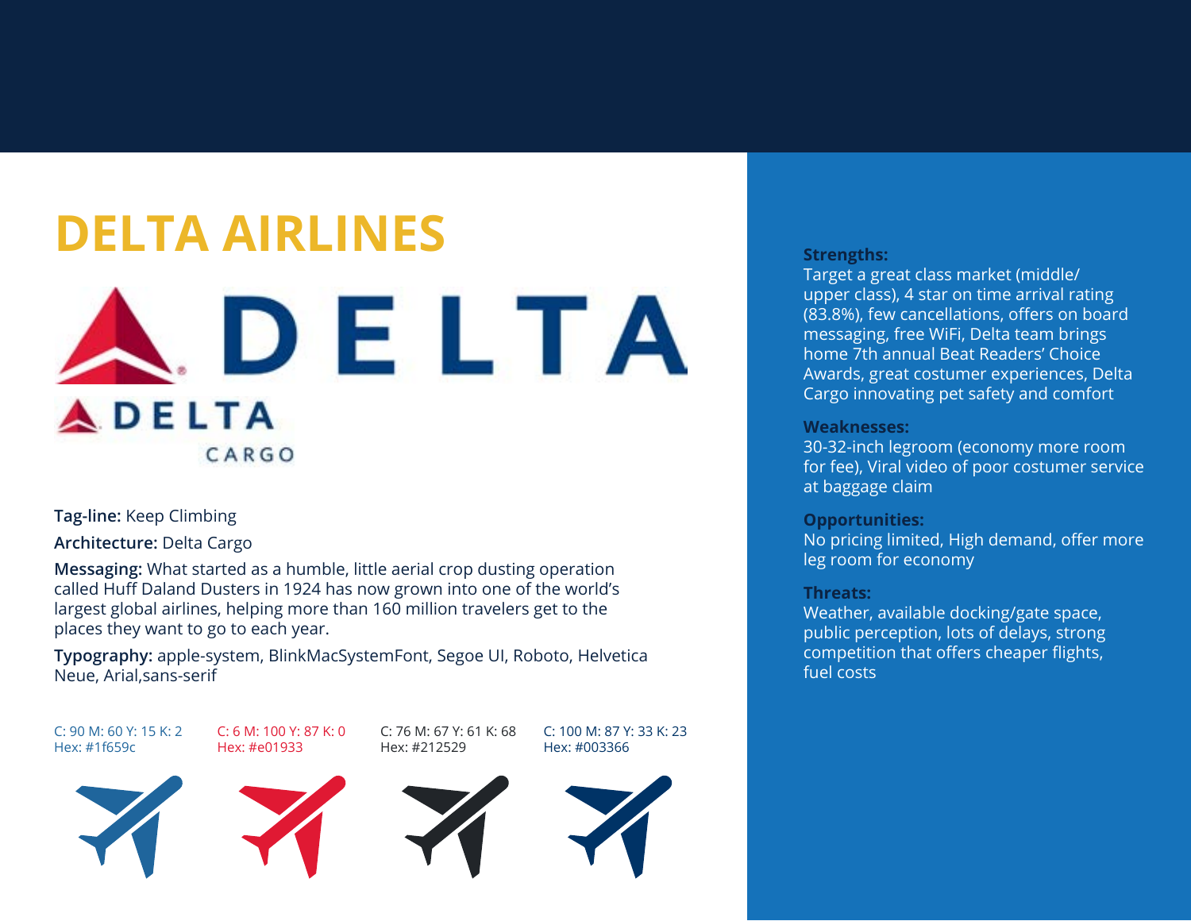# DELTA AIRLINES

**Tag-line:** Keep Climbing

**Architecture:** Delta Cargo

**Messaging:** What started as a humble, little aerial crop dusting operation called Huff Daland Dusters in 1924 has now grown into one of the world's largest global airlines, helping more than 160 million travelers get to the places they want to go to each year.

**Typography:** apple-system, BlinkMacSystemFont, Segoe UI, Roboto, Helvetica Neue, Arial,sans-serif

C: 90 M: 60 Y: 15 K: 2
Hex: #1f659c

C: 6 M: 100 Y: 87 K: 0
Hex: #e01933

C: 76 M: 67 Y: 61 K: 68
Hex: #212529

C: 100 M: 87 Y: 33 K: 23
Hex: #003366

**Strengths:**
Target a great class market (middle/upper class), 4 star on time arrival rating (83.8%), few cancellations, offers on board messaging, free WiFi, Delta team brings home 7th annual Beat Readers' Choice Awards, great costumer experiences, Delta Cargo innovating pet safety and comfort

**Weaknesses:**
30-32-inch legroom (economy more room for fee), Viral video of poor costumer service at baggage claim

**Opportunities:**
No pricing limited, High demand, offer more leg room for economy

**Threats:**
Weather, available docking/gate space, public perception, lots of delays, strong competition that offers cheaper flights, fuel costs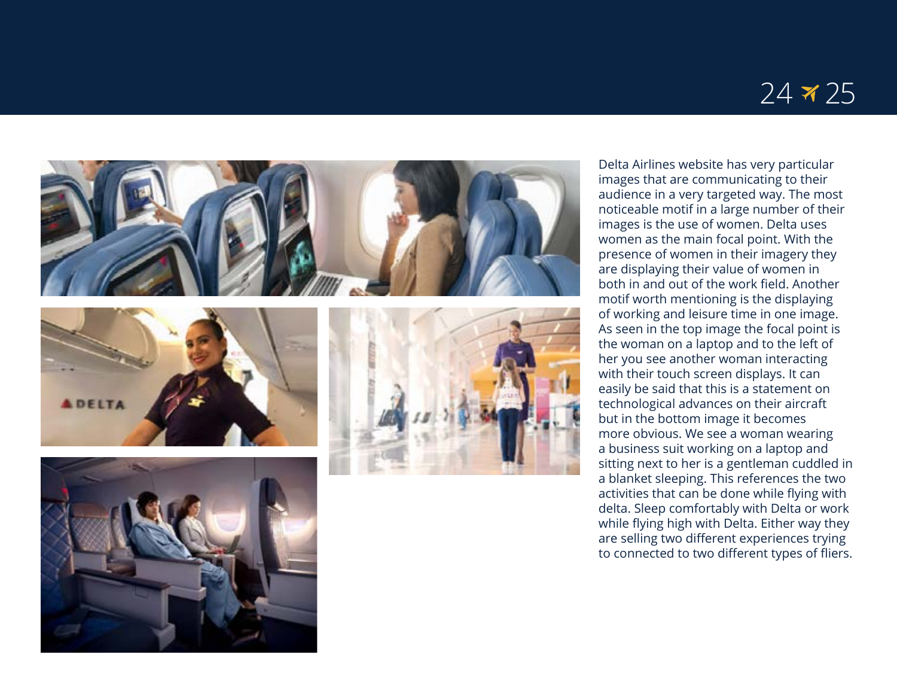Delta Airlines website has very particular images that are communicating to their audience in a very targeted way. The most noticeable motif in a large number of their images is the use of women. Delta uses women as the main focal point. With the presence of women in their imagery they are displaying their value of women in both in and out of the work field. Another motif worth mentioning is the displaying of working and leisure time in one image. As seen in the top image the focal point is the woman on a laptop and to the left of her you see another woman interacting with their touch screen displays. It can easily be said that this is a statement on technological advances on their aircraft but in the bottom image it becomes more obvious. We see a woman wearing a business suit working on a laptop and sitting next to her is a gentleman cuddled in a blanket sleeping. This references the two activities that can be done while flying with delta. Sleep comfortably with Delta or work while flying high with Delta. Either way they are selling two different experiences trying to connected to two different types of fliers.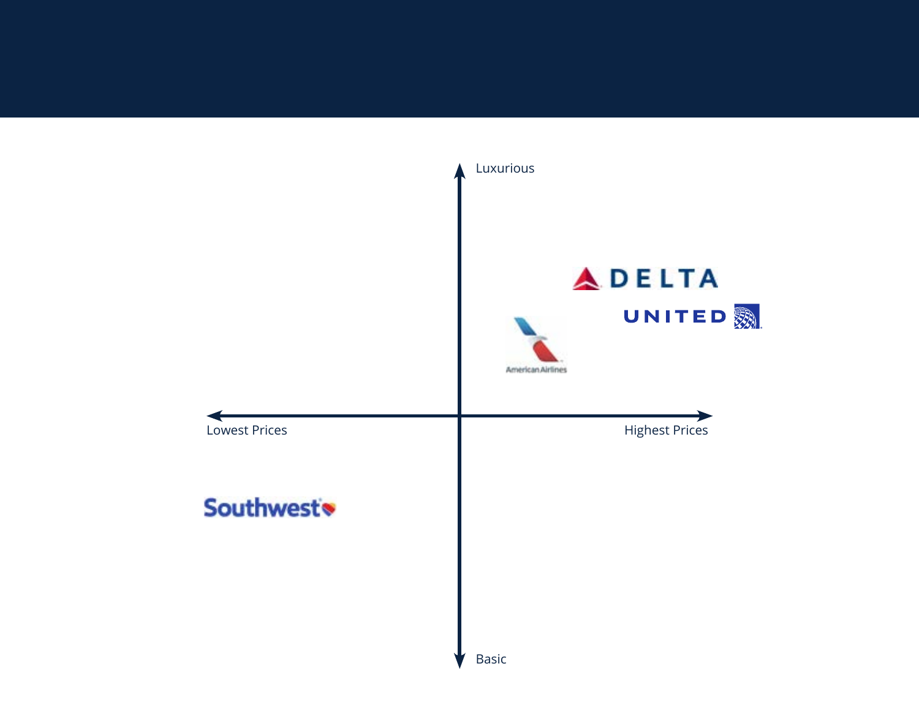Luxurious

DELTA

UNITED

American Airlines

Lowest Prices

Highest Prices

Southwest

Basic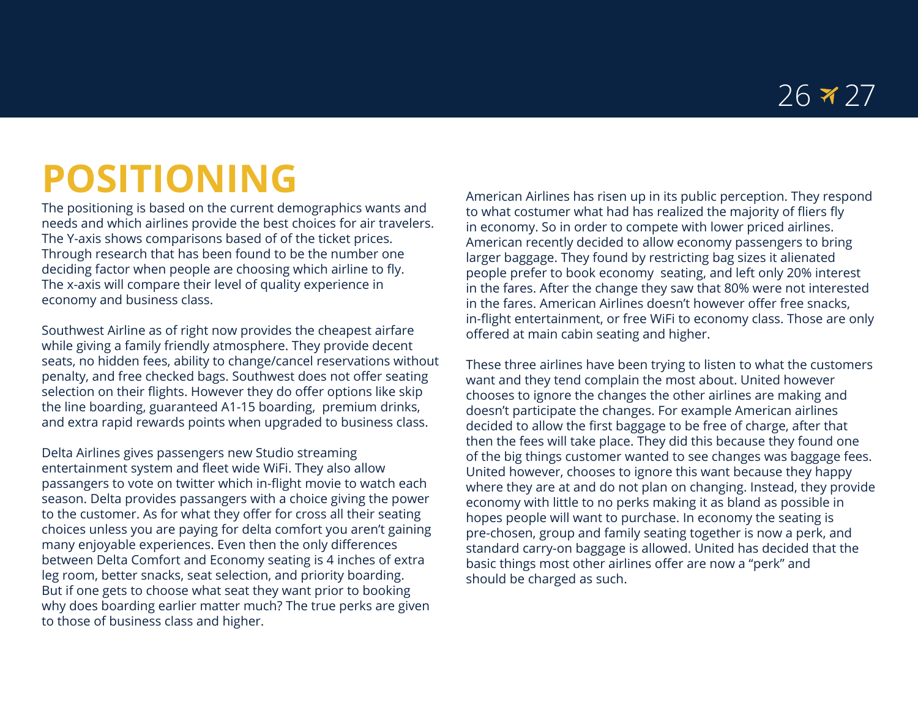# POSITIONING

The positioning is based on the current demographics wants and needs and which airlines provide the best choices for air travelers. The Y-axis shows comparisons based of of the ticket prices. Through research that has been found to be the number one deciding factor when people are choosing which airline to fly. The x-axis will compare their level of quality experience in economy and business class.

Southwest Airline as of right now provides the cheapest airfare while giving a family friendly atmosphere. They provide decent seats, no hidden fees, ability to change/cancel reservations without penalty, and free checked bags. Southwest does not offer seating selection on their flights. However they do offer options like skip the line boarding, guaranteed A1-15 boarding, premium drinks, and extra rapid rewards points when upgraded to business class.

Delta Airlines gives passengers new Studio streaming entertainment system and fleet wide WiFi. They also allow passangers to vote on twitter which in-flight movie to watch each season. Delta provides passangers with a choice giving the power to the customer. As for what they offer for cross all their seating choices unless you are paying for delta comfort you aren't gaining many enjoyable experiences. Even then the only differences between Delta Comfort and Economy seating is 4 inches of extra leg room, better snacks, seat selection, and priority boarding. But if one gets to choose what seat they want prior to booking why does boarding earlier matter much? The true perks are given to those of business class and higher.

American Airlines has risen up in its public perception. They respond to what costumer what had has realized the majority of fliers fly in economy. So in order to compete with lower priced airlines. American recently decided to allow economy passengers to bring larger baggage. They found by restricting bag sizes it alienated people prefer to book economy seating, and left only 20% interest in the fares. After the change they saw that 80% were not interested in the fares. American Airlines doesn't however offer free snacks, in-flight entertainment, or free WiFi to economy class. Those are only offered at main cabin seating and higher.

These three airlines have been trying to listen to what the customers want and they tend complain the most about. United however chooses to ignore the changes the other airlines are making and doesn't participate the changes. For example American airlines decided to allow the first baggage to be free of charge, after that then the fees will take place. They did this because they found one of the big things customer wanted to see changes was baggage fees. United however, chooses to ignore this want because they happy where they are at and do not plan on changing. Instead, they provide economy with little to no perks making it as bland as possible in hopes people will want to purchase. In economy the seating is pre-chosen, group and family seating together is now a perk, and standard carry-on baggage is allowed. United has decided that the basic things most other airlines offer are now a "perk" and should be charged as such.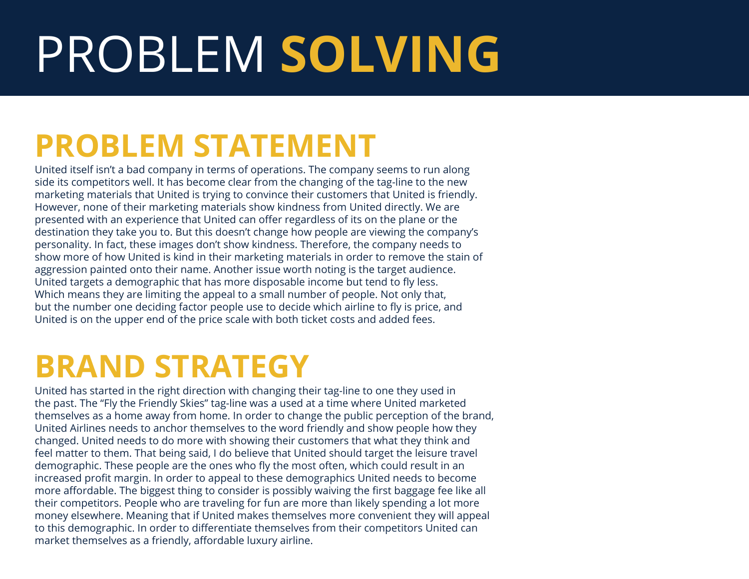# PROBLEM **SOLVING**

## PROBLEM STATEMENT

United itself isn't a bad company in terms of operations. The company seems to run along side its competitors well. It has become clear from the changing of the tag-line to the new marketing materials that United is trying to convince their customers that United is friendly. However, none of their marketing materials show kindness from United directly. We are presented with an experience that United can offer regardless of its on the plane or the destination they take you to. But this doesn't change how people are viewing the company's personality. In fact, these images don't show kindness. Therefore, the company needs to show more of how United is kind in their marketing materials in order to remove the stain of aggression painted onto their name. Another issue worth noting is the target audience. United targets a demographic that has more disposable income but tend to fly less. Which means they are limiting the appeal to a small number of people. Not only that, but the number one deciding factor people use to decide which airline to fly is price, and United is on the upper end of the price scale with both ticket costs and added fees.

## BRAND STRATEGY

United has started in the right direction with changing their tag-line to one they used in the past. The "Fly the Friendly Skies" tag-line was a used at a time where United marketed themselves as a home away from home. In order to change the public perception of the brand, United Airlines needs to anchor themselves to the word friendly and show people how they changed. United needs to do more with showing their customers that what they think and feel matter to them. That being said, I do believe that United should target the leisure travel demographic. These people are the ones who fly the most often, which could result in an increased profit margin. In order to appeal to these demographics United needs to become more affordable. The biggest thing to consider is possibly waiving the first baggage fee like all their competitors. People who are traveling for fun are more than likely spending a lot more money elsewhere. Meaning that if United makes themselves more convenient they will appeal to this demographic. In order to differentiate themselves from their competitors United can market themselves as a friendly, affordable luxury airline.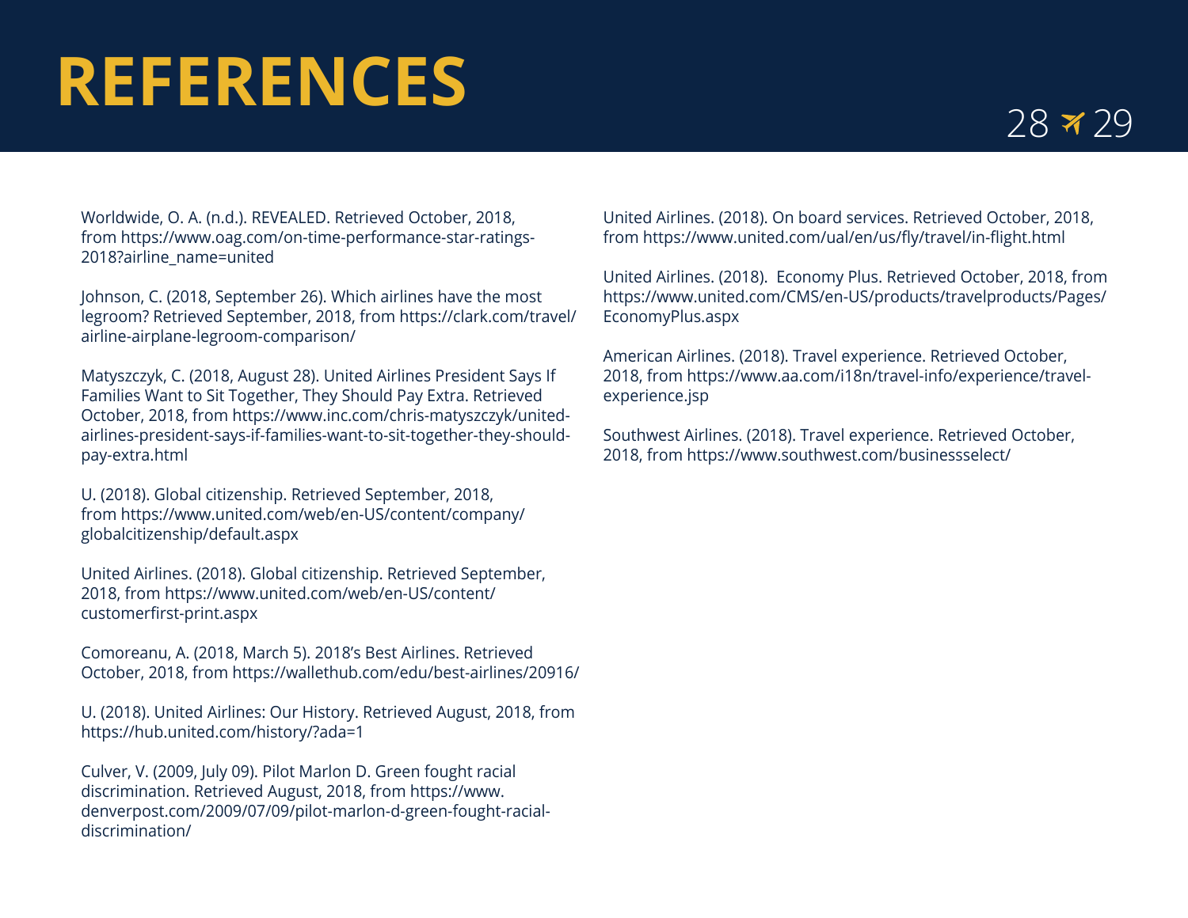# REFERENCES

Worldwide, O. A. (n.d.). REVEALED. Retrieved October, 2018, from https://www.oag.com/on-time-performance-star-ratings-2018?airline_name=united

Johnson, C. (2018, September 26). Which airlines have the most legroom? Retrieved September, 2018, from https://clark.com/travel/airline-airplane-legroom-comparison/

Matyszczyk, C. (2018, August 28). United Airlines President Says If Families Want to Sit Together, They Should Pay Extra. Retrieved October, 2018, from https://www.inc.com/chris-matyszczyk/united-airlines-president-says-if-families-want-to-sit-together-they-should-pay-extra.html

U. (2018). Global citizenship. Retrieved September, 2018, from https://www.united.com/web/en-US/content/company/globalcitizenship/default.aspx

United Airlines. (2018). Global citizenship. Retrieved September, 2018, from https://www.united.com/web/en-US/content/customerfirst-print.aspx

Comoreanu, A. (2018, March 5). 2018's Best Airlines. Retrieved October, 2018, from https://wallethub.com/edu/best-airlines/20916/

U. (2018). United Airlines: Our History. Retrieved August, 2018, from https://hub.united.com/history/?ada=1

Culver, V. (2009, July 09). Pilot Marlon D. Green fought racial discrimination. Retrieved August, 2018, from https://www.denverpost.com/2009/07/09/pilot-marlon-d-green-fought-racial-discrimination/

United Airlines. (2018). On board services. Retrieved October, 2018, from https://www.united.com/ual/en/us/fly/travel/in-flight.html

United Airlines. (2018). Economy Plus. Retrieved October, 2018, from https://www.united.com/CMS/en-US/products/travelproducts/Pages/EconomyPlus.aspx

American Airlines. (2018). Travel experience. Retrieved October, 2018, from https://www.aa.com/i18n/travel-info/experience/travel-experience.jsp

Southwest Airlines. (2018). Travel experience. Retrieved October, 2018, from https://www.southwest.com/businessselect/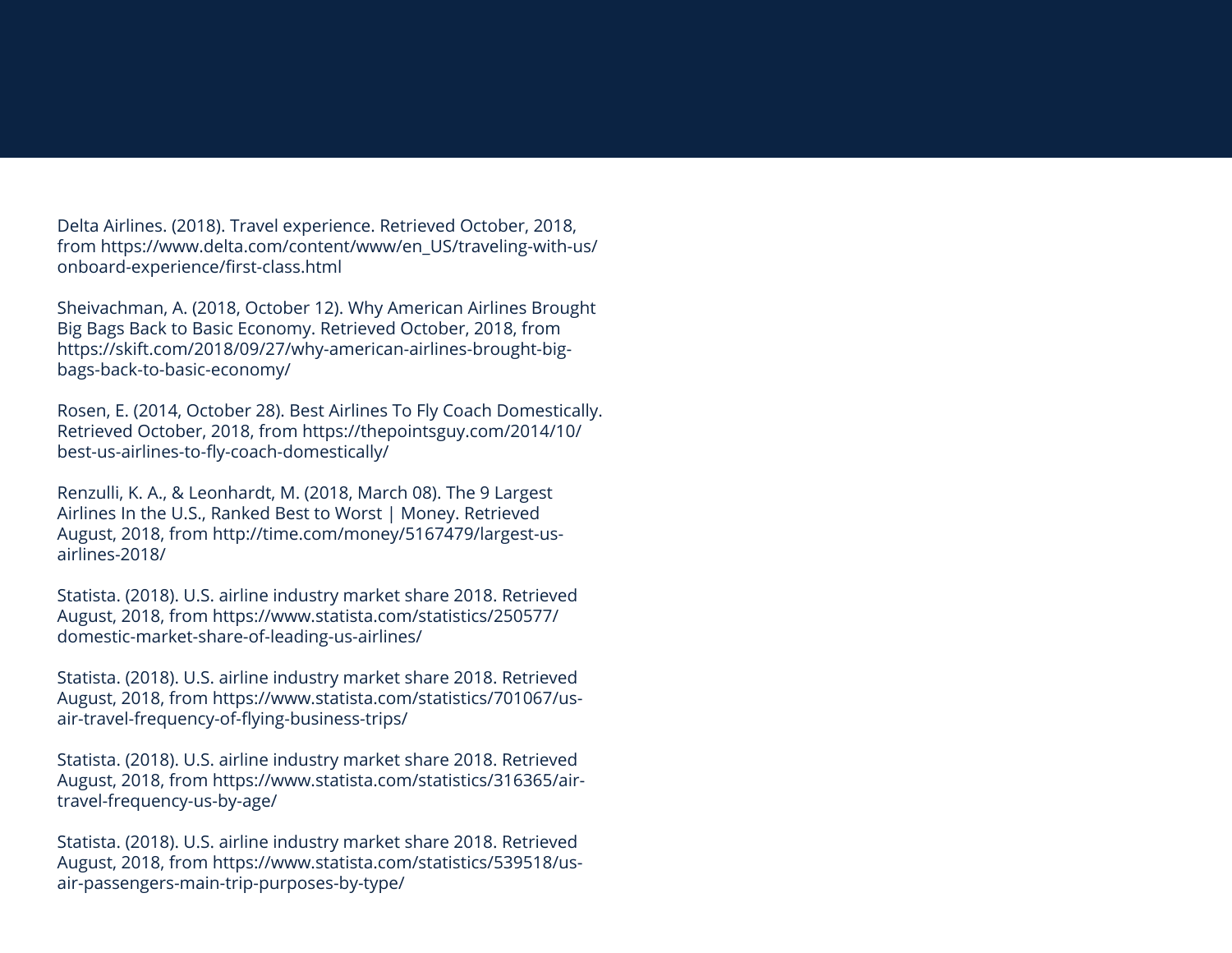Delta Airlines. (2018). Travel experience. Retrieved October, 2018, from https://www.delta.com/content/www/en_US/traveling-with-us/onboard-experience/first-class.html

Sheivachman, A. (2018, October 12). Why American Airlines Brought Big Bags Back to Basic Economy. Retrieved October, 2018, from https://skift.com/2018/09/27/why-american-airlines-brought-big-bags-back-to-basic-economy/

Rosen, E. (2014, October 28). Best Airlines To Fly Coach Domestically. Retrieved October, 2018, from https://thepointsguy.com/2014/10/best-us-airlines-to-fly-coach-domestically/

Renzulli, K. A., & Leonhardt, M. (2018, March 08). The 9 Largest Airlines In the U.S., Ranked Best to Worst | Money. Retrieved August, 2018, from http://time.com/money/5167479/largest-us-airlines-2018/

Statista. (2018). U.S. airline industry market share 2018. Retrieved August, 2018, from https://www.statista.com/statistics/250577/domestic-market-share-of-leading-us-airlines/

Statista. (2018). U.S. airline industry market share 2018. Retrieved August, 2018, from https://www.statista.com/statistics/701067/us-air-travel-frequency-of-flying-business-trips/

Statista. (2018). U.S. airline industry market share 2018. Retrieved August, 2018, from https://www.statista.com/statistics/316365/air-travel-frequency-us-by-age/

Statista. (2018). U.S. airline industry market share 2018. Retrieved August, 2018, from https://www.statista.com/statistics/539518/us-air-passengers-main-trip-purposes-by-type/